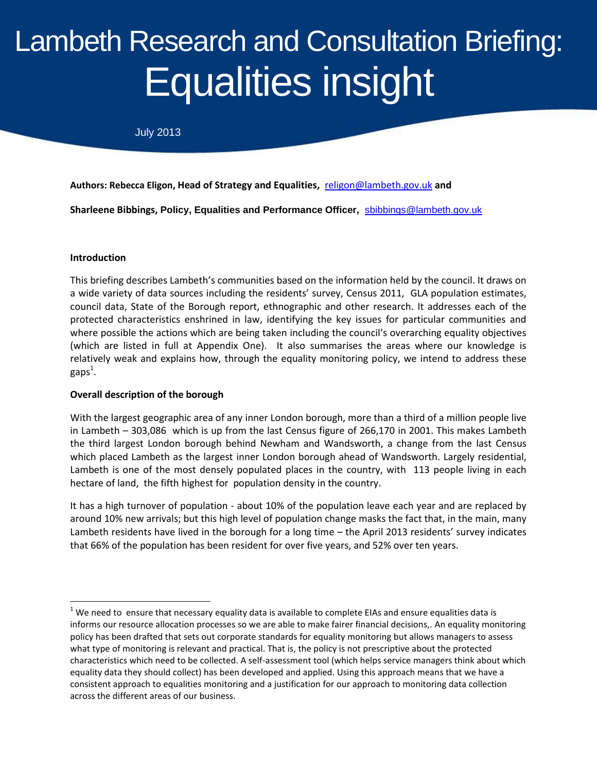# Lambeth Research and Consultation Briefing: Equalities insight

July 2013

**Authors: Rebecca Eligon, Head of Strategy and Equalities,** religon@lambeth.gov.uk **and**

**Sharleene Bibbings, Policy, Equalities and Performance Officer,** sbibbings@lambeth.gov.uk

**Introduction**

This briefing describes Lambeth's communities based on the information held by the council. It draws on a wide variety of data sources including the residents' survey, Census 2011, GLA population estimates, council data, State of the Borough report, ethnographic and other research. It addresses each of the protected characteristics enshrined in law, identifying the key issues for particular communities and where possible the actions which are being taken including the council's overarching equality objectives (which are listed in full at Appendix One). It also summarises the areas where our knowledge is relatively weak and explains how, through the equality monitoring policy, we intend to address these gaps[1].

**Overall description of the borough**

With the largest geographic area of any inner London borough, more than a third of a million people live in Lambeth – 303,086 which is up from the last Census figure of 266,170 in 2001. This makes Lambeth the third largest London borough behind Newham and Wandsworth, a change from the last Census which placed Lambeth as the largest inner London borough ahead of Wandsworth. Largely residential, Lambeth is one of the most densely populated places in the country, with 113 people living in each hectare of land, the fifth highest for population density in the country.

It has a high turnover of population - about 10% of the population leave each year and are replaced by around 10% new arrivals; but this high level of population change masks the fact that, in the main, many Lambeth residents have lived in the borough for a long time – the April 2013 residents' survey indicates that 66% of the population has been resident for over five years, and 52% over ten years.

---

[1] We need to ensure that necessary equality data is available to complete EIAs and ensure equalities data is informs our resource allocation processes so we are able to make fairer financial decisions,. An equality monitoring policy has been drafted that sets out corporate standards for equality monitoring but allows managers to assess what type of monitoring is relevant and practical. That is, the policy is not prescriptive about the protected characteristics which need to be collected. A self-assessment tool (which helps service managers think about which equality data they should collect) has been developed and applied. Using this approach means that we have a consistent approach to equalities monitoring and a justification for our approach to monitoring data collection across the different areas of our business.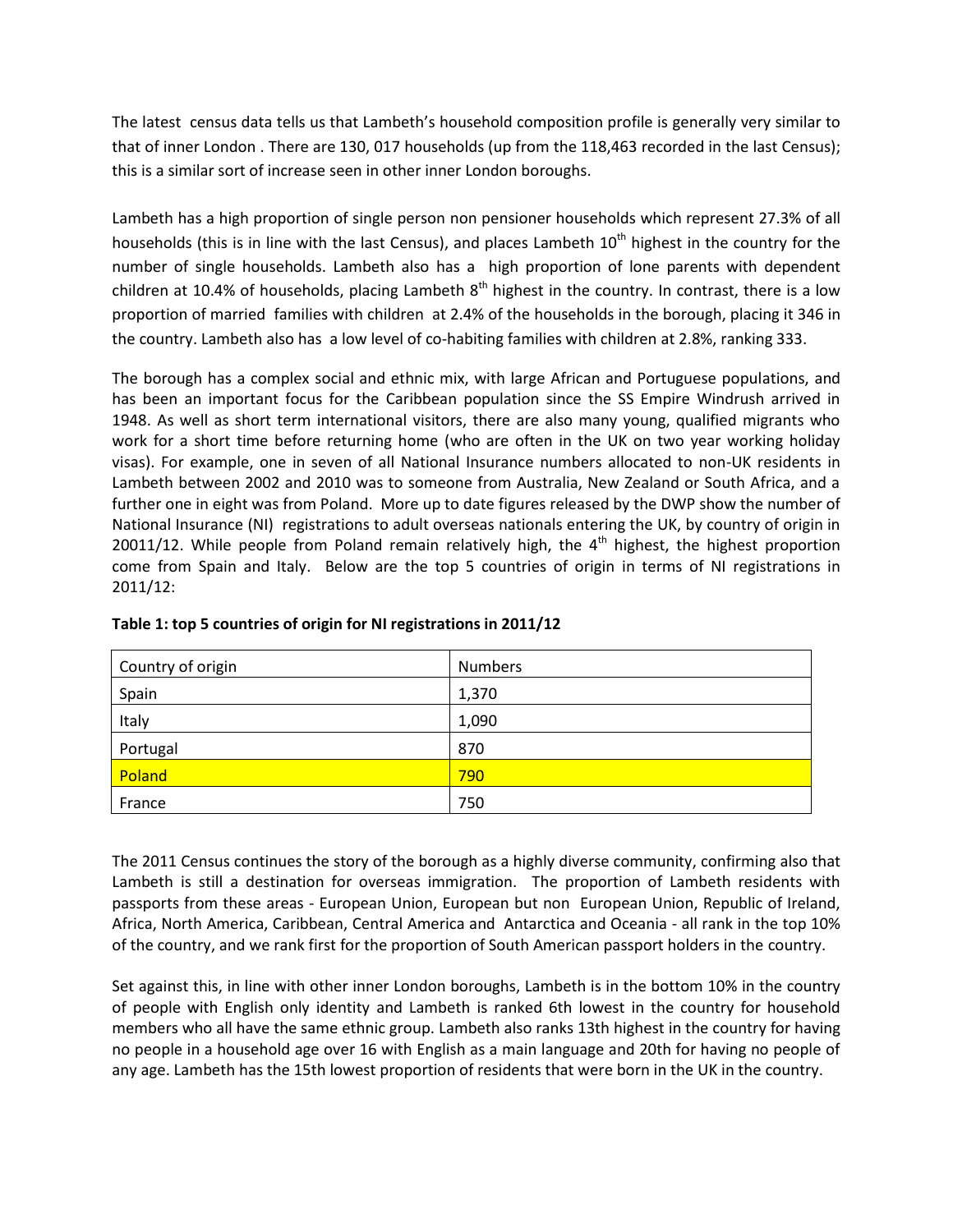The latest census data tells us that Lambeth's household composition profile is generally very similar to that of inner London . There are 130, 017 households (up from the 118,463 recorded in the last Census); this is a similar sort of increase seen in other inner London boroughs.

Lambeth has a high proportion of single person non pensioner households which represent 27.3% of all households (this is in line with the last Census), and places Lambeth 10th highest in the country for the number of single households. Lambeth also has a high proportion of lone parents with dependent children at 10.4% of households, placing Lambeth 8th highest in the country. In contrast, there is a low proportion of married families with children at 2.4% of the households in the borough, placing it 346 in the country. Lambeth also has a low level of co-habiting families with children at 2.8%, ranking 333.

The borough has a complex social and ethnic mix, with large African and Portuguese populations, and has been an important focus for the Caribbean population since the SS Empire Windrush arrived in 1948. As well as short term international visitors, there are also many young, qualified migrants who work for a short time before returning home (who are often in the UK on two year working holiday visas). For example, one in seven of all National Insurance numbers allocated to non-UK residents in Lambeth between 2002 and 2010 was to someone from Australia, New Zealand or South Africa, and a further one in eight was from Poland. More up to date figures released by the DWP show the number of National Insurance (NI) registrations to adult overseas nationals entering the UK, by country of origin in 20011/12. While people from Poland remain relatively high, the 4th highest, the highest proportion come from Spain and Italy. Below are the top 5 countries of origin in terms of NI registrations in 2011/12:

**Table 1: top 5 countries of origin for NI registrations in 2011/12**

| Country of origin | Numbers |
|---|---|
| Spain | 1,370 |
| Italy | 1,090 |
| Portugal | 870 |
| Poland | 790 |
| France | 750 |

The 2011 Census continues the story of the borough as a highly diverse community, confirming also that Lambeth is still a destination for overseas immigration. The proportion of Lambeth residents with passports from these areas - European Union, European but non European Union, Republic of Ireland, Africa, North America, Caribbean, Central America and Antarctica and Oceania - all rank in the top 10% of the country, and we rank first for the proportion of South American passport holders in the country.

Set against this, in line with other inner London boroughs, Lambeth is in the bottom 10% in the country of people with English only identity and Lambeth is ranked 6th lowest in the country for household members who all have the same ethnic group. Lambeth also ranks 13th highest in the country for having no people in a household age over 16 with English as a main language and 20th for having no people of any age. Lambeth has the 15th lowest proportion of residents that were born in the UK in the country.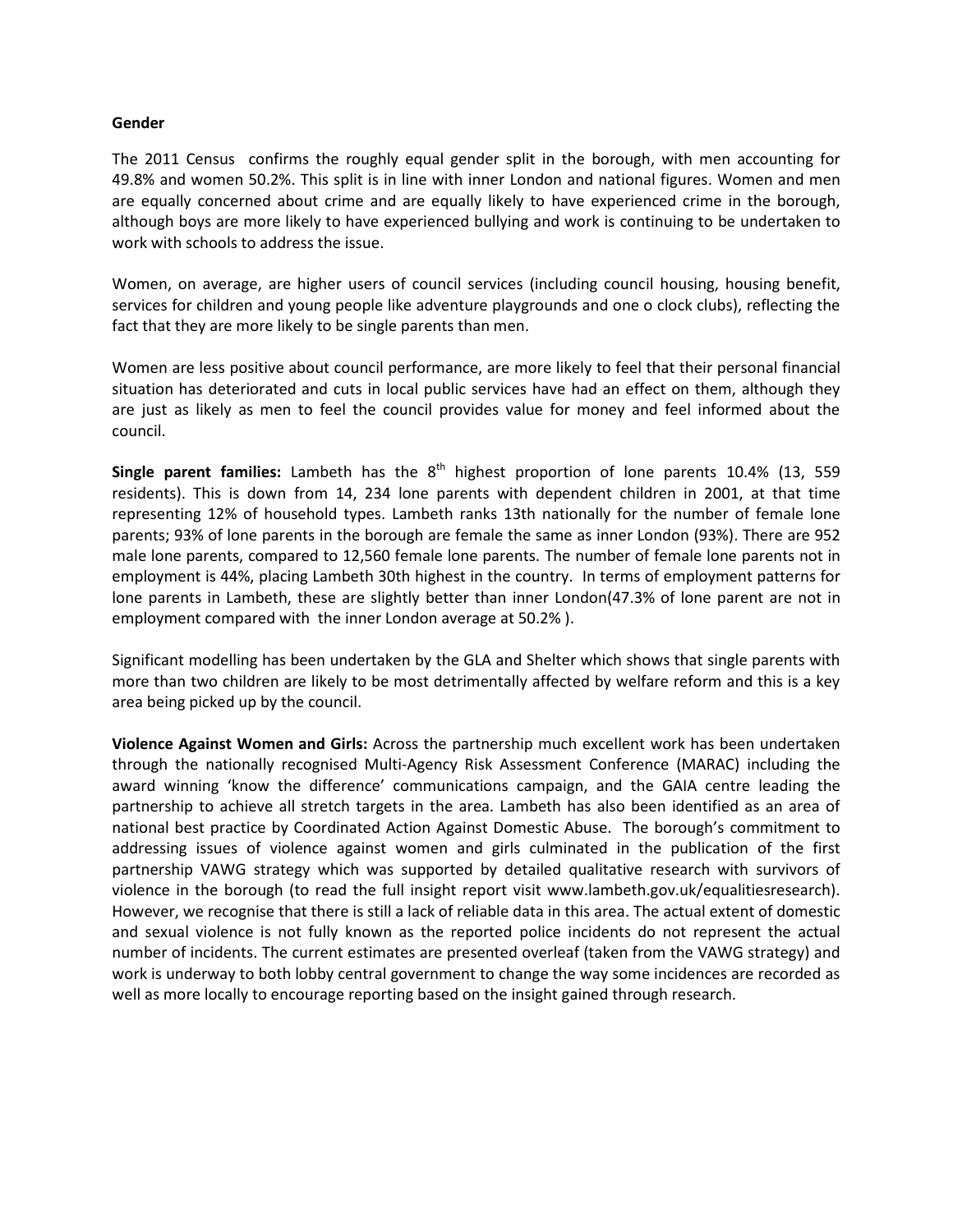**Gender**

The 2011 Census confirms the roughly equal gender split in the borough, with men accounting for 49.8% and women 50.2%. This split is in line with inner London and national figures. Women and men are equally concerned about crime and are equally likely to have experienced crime in the borough, although boys are more likely to have experienced bullying and work is continuing to be undertaken to work with schools to address the issue.

Women, on average, are higher users of council services (including council housing, housing benefit, services for children and young people like adventure playgrounds and one o clock clubs), reflecting the fact that they are more likely to be single parents than men.

Women are less positive about council performance, are more likely to feel that their personal financial situation has deteriorated and cuts in local public services have had an effect on them, although they are just as likely as men to feel the council provides value for money and feel informed about the council.

**Single parent families:** Lambeth has the 8th highest proportion of lone parents 10.4% (13, 559 residents). This is down from 14, 234 lone parents with dependent children in 2001, at that time representing 12% of household types. Lambeth ranks 13th nationally for the number of female lone parents; 93% of lone parents in the borough are female the same as inner London (93%). There are 952 male lone parents, compared to 12,560 female lone parents. The number of female lone parents not in employment is 44%, placing Lambeth 30th highest in the country. In terms of employment patterns for lone parents in Lambeth, these are slightly better than inner London(47.3% of lone parent are not in employment compared with the inner London average at 50.2% ).

Significant modelling has been undertaken by the GLA and Shelter which shows that single parents with more than two children are likely to be most detrimentally affected by welfare reform and this is a key area being picked up by the council.

**Violence Against Women and Girls:** Across the partnership much excellent work has been undertaken through the nationally recognised Multi-Agency Risk Assessment Conference (MARAC) including the award winning 'know the difference' communications campaign, and the GAIA centre leading the partnership to achieve all stretch targets in the area. Lambeth has also been identified as an area of national best practice by Coordinated Action Against Domestic Abuse. The borough's commitment to addressing issues of violence against women and girls culminated in the publication of the first partnership VAWG strategy which was supported by detailed qualitative research with survivors of violence in the borough (to read the full insight report visit www.lambeth.gov.uk/equalitiesresearch). However, we recognise that there is still a lack of reliable data in this area. The actual extent of domestic and sexual violence is not fully known as the reported police incidents do not represent the actual number of incidents. The current estimates are presented overleaf (taken from the VAWG strategy) and work is underway to both lobby central government to change the way some incidences are recorded as well as more locally to encourage reporting based on the insight gained through research.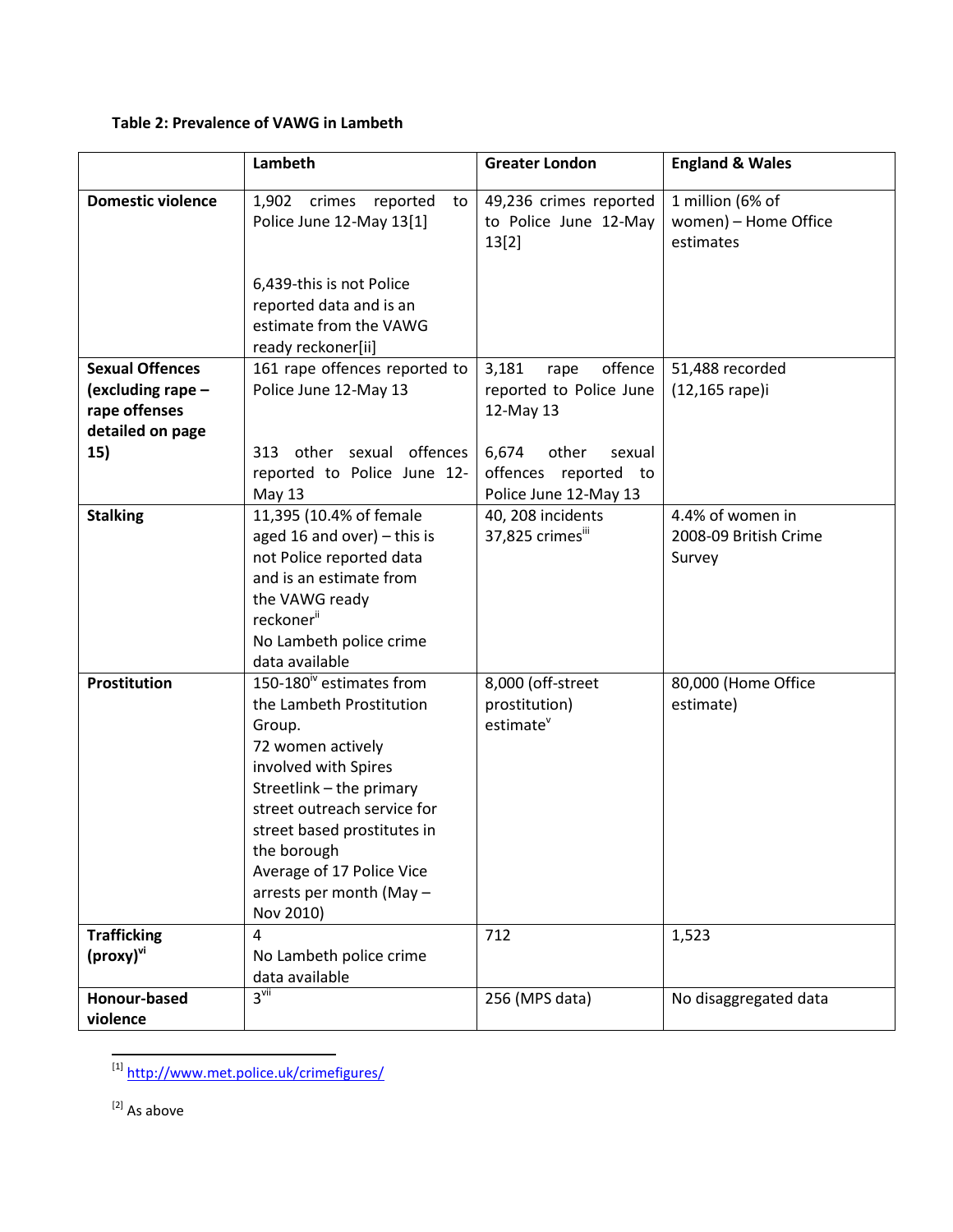**Table 2: Prevalence of VAWG in Lambeth**

| | Lambeth | Greater London | England & Wales |
|---|---|---|---|
| **Domestic violence** | 1,902 crimes reported to Police June 12-May 13[1]<br><br>6,439-this is not Police reported data and is an estimate from the VAWG ready reckoner[ii] | 49,236 crimes reported to Police June 12-May 13[2] | 1 million (6% of women) – Home Office estimates |
| **Sexual Offences (excluding rape – rape offenses detailed on page 15)** | 161 rape offences reported to Police June 12-May 13<br><br>313 other sexual offences reported to Police June 12-May 13 | 3,181 rape offence reported to Police June 12-May 13<br><br>6,674 other sexual offences reported to Police June 12-May 13 | 51,488 recorded (12,165 rape)i |
| **Stalking** | 11,395 (10.4% of female aged 16 and over) – this is not Police reported data and is an estimate from the VAWG ready reckoner[ii]<br>No Lambeth police crime data available | 40, 208 incidents<br>37,825 crimes[iii] | 4.4% of women in 2008-09 British Crime Survey |
| **Prostitution** | 150-180[iv] estimates from the Lambeth Prostitution Group.<br>72 women actively involved with Spires Streetlink – the primary street outreach service for street based prostitutes in the borough<br>Average of 17 Police Vice arrests per month (May – Nov 2010) | 8,000 (off-street prostitution) estimate[v] | 80,000 (Home Office estimate) |
| **Trafficking (proxy)[vi]** | 4<br>No Lambeth police crime data available | 712 | 1,523 |
| **Honour-based violence** | 3[vii] | 256 (MPS data) | No disaggregated data |

[1] http://www.met.police.uk/crimefigures/

[2] As above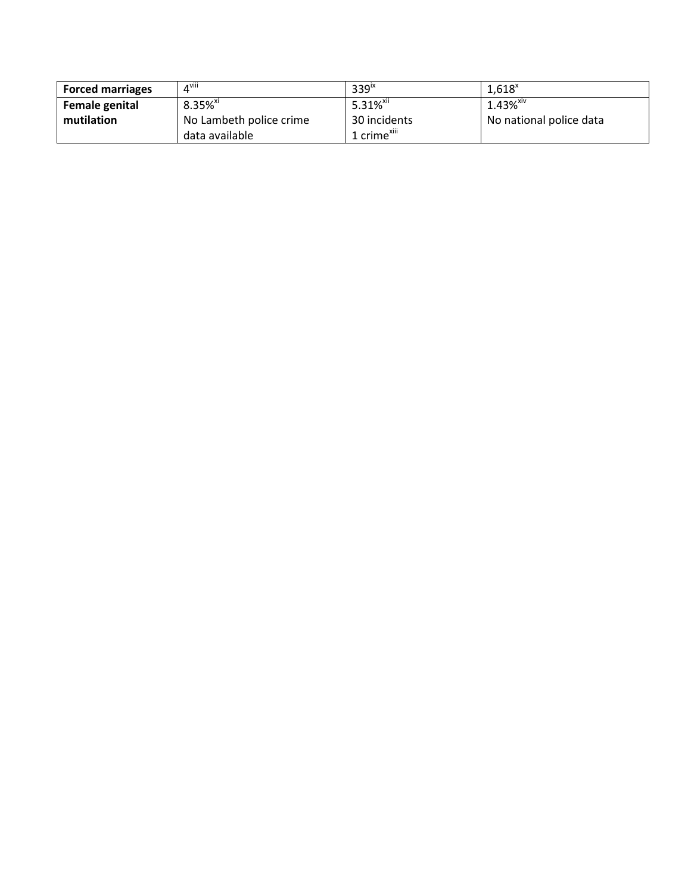| | | | |
|---|---|---|---|
| **Forced marriages** | 4[viii] | 339[ix] | 1,618[x] |
| **Female genital mutilation** | 8.35%[xi]<br>No Lambeth police crime data available | 5.31%[xii]<br>30 incidents<br>1 crime[xiii] | 1.43%[xiv]<br>No national police data |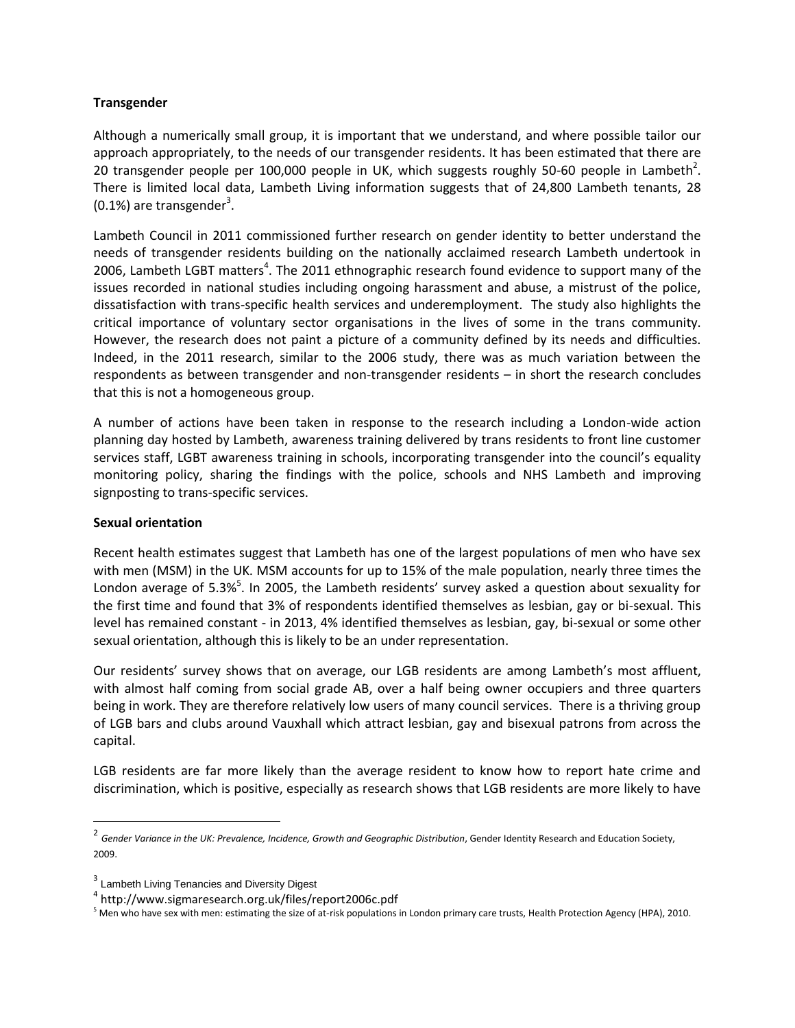**Transgender**

Although a numerically small group, it is important that we understand, and where possible tailor our approach appropriately, to the needs of our transgender residents. It has been estimated that there are 20 transgender people per 100,000 people in UK, which suggests roughly 50-60 people in Lambeth[2]. There is limited local data, Lambeth Living information suggests that of 24,800 Lambeth tenants, 28 (0.1%) are transgender[3].

Lambeth Council in 2011 commissioned further research on gender identity to better understand the needs of transgender residents building on the nationally acclaimed research Lambeth undertook in 2006, Lambeth LGBT matters[4]. The 2011 ethnographic research found evidence to support many of the issues recorded in national studies including ongoing harassment and abuse, a mistrust of the police, dissatisfaction with trans-specific health services and underemployment. The study also highlights the critical importance of voluntary sector organisations in the lives of some in the trans community. However, the research does not paint a picture of a community defined by its needs and difficulties. Indeed, in the 2011 research, similar to the 2006 study, there was as much variation between the respondents as between transgender and non-transgender residents – in short the research concludes that this is not a homogeneous group.

A number of actions have been taken in response to the research including a London-wide action planning day hosted by Lambeth, awareness training delivered by trans residents to front line customer services staff, LGBT awareness training in schools, incorporating transgender into the council's equality monitoring policy, sharing the findings with the police, schools and NHS Lambeth and improving signposting to trans-specific services.

**Sexual orientation**

Recent health estimates suggest that Lambeth has one of the largest populations of men who have sex with men (MSM) in the UK. MSM accounts for up to 15% of the male population, nearly three times the London average of 5.3%[5]. In 2005, the Lambeth residents' survey asked a question about sexuality for the first time and found that 3% of respondents identified themselves as lesbian, gay or bi-sexual. This level has remained constant - in 2013, 4% identified themselves as lesbian, gay, bi-sexual or some other sexual orientation, although this is likely to be an under representation.

Our residents' survey shows that on average, our LGB residents are among Lambeth's most affluent, with almost half coming from social grade AB, over a half being owner occupiers and three quarters being in work. They are therefore relatively low users of many council services. There is a thriving group of LGB bars and clubs around Vauxhall which attract lesbian, gay and bisexual patrons from across the capital.

LGB residents are far more likely than the average resident to know how to report hate crime and discrimination, which is positive, especially as research shows that LGB residents are more likely to have

---

[2] *Gender Variance in the UK: Prevalence, Incidence, Growth and Geographic Distribution*, Gender Identity Research and Education Society, 2009.

[3] Lambeth Living Tenancies and Diversity Digest

[4] http://www.sigmaresearch.org.uk/files/report2006c.pdf

[5] Men who have sex with men: estimating the size of at-risk populations in London primary care trusts, Health Protection Agency (HPA), 2010.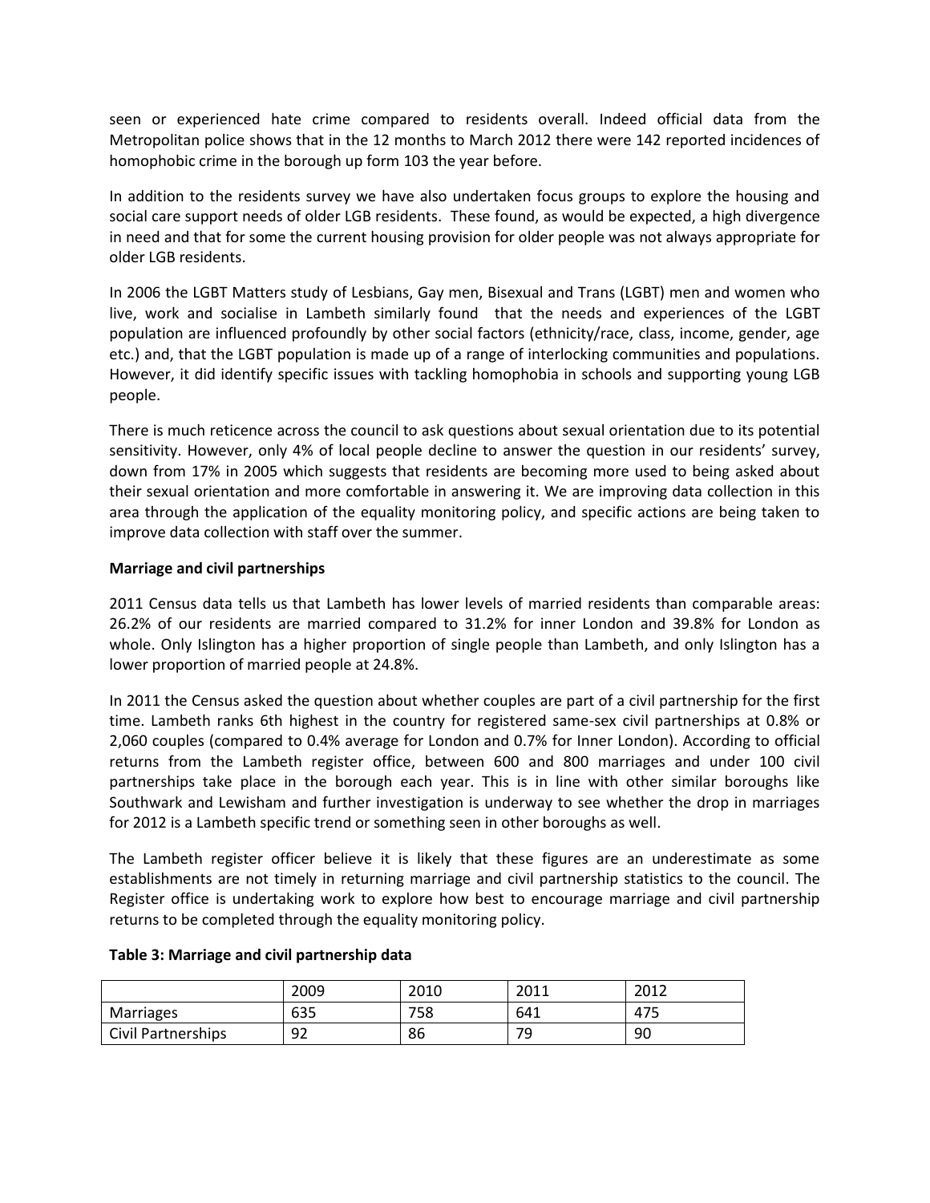seen or experienced hate crime compared to residents overall. Indeed official data from the Metropolitan police shows that in the 12 months to March 2012 there were 142 reported incidences of homophobic crime in the borough up form 103 the year before.

In addition to the residents survey we have also undertaken focus groups to explore the housing and social care support needs of older LGB residents. These found, as would be expected, a high divergence in need and that for some the current housing provision for older people was not always appropriate for older LGB residents.

In 2006 the LGBT Matters study of Lesbians, Gay men, Bisexual and Trans (LGBT) men and women who live, work and socialise in Lambeth similarly found that the needs and experiences of the LGBT population are influenced profoundly by other social factors (ethnicity/race, class, income, gender, age etc.) and, that the LGBT population is made up of a range of interlocking communities and populations. However, it did identify specific issues with tackling homophobia in schools and supporting young LGB people.

There is much reticence across the council to ask questions about sexual orientation due to its potential sensitivity. However, only 4% of local people decline to answer the question in our residents' survey, down from 17% in 2005 which suggests that residents are becoming more used to being asked about their sexual orientation and more comfortable in answering it. We are improving data collection in this area through the application of the equality monitoring policy, and specific actions are being taken to improve data collection with staff over the summer.

**Marriage and civil partnerships**

2011 Census data tells us that Lambeth has lower levels of married residents than comparable areas: 26.2% of our residents are married compared to 31.2% for inner London and 39.8% for London as whole. Only Islington has a higher proportion of single people than Lambeth, and only Islington has a lower proportion of married people at 24.8%.

In 2011 the Census asked the question about whether couples are part of a civil partnership for the first time. Lambeth ranks 6th highest in the country for registered same-sex civil partnerships at 0.8% or 2,060 couples (compared to 0.4% average for London and 0.7% for Inner London). According to official returns from the Lambeth register office, between 600 and 800 marriages and under 100 civil partnerships take place in the borough each year. This is in line with other similar boroughs like Southwark and Lewisham and further investigation is underway to see whether the drop in marriages for 2012 is a Lambeth specific trend or something seen in other boroughs as well.

The Lambeth register officer believe it is likely that these figures are an underestimate as some establishments are not timely in returning marriage and civil partnership statistics to the council. The Register office is undertaking work to explore how best to encourage marriage and civil partnership returns to be completed through the equality monitoring policy.

**Table 3: Marriage and civil partnership data**

| | 2009 | 2010 | 2011 | 2012 |
|---|---|---|---|---|
| Marriages | 635 | 758 | 641 | 475 |
| Civil Partnerships | 92 | 86 | 79 | 90 |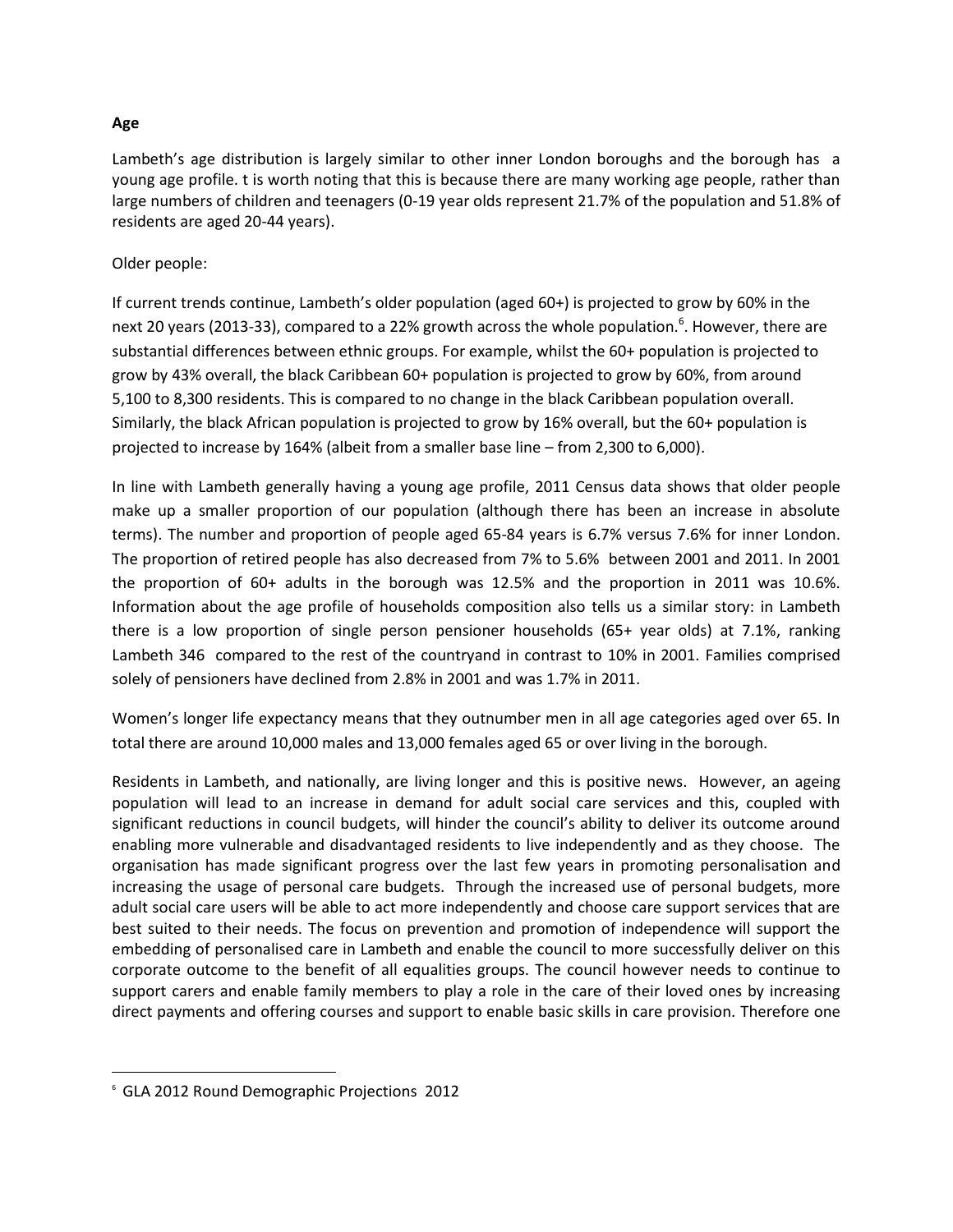**Age**

Lambeth's age distribution is largely similar to other inner London boroughs and the borough has a young age profile. t is worth noting that this is because there are many working age people, rather than large numbers of children and teenagers (0-19 year olds represent 21.7% of the population and 51.8% of residents are aged 20-44 years).

Older people:

If current trends continue, Lambeth's older population (aged 60+) is projected to grow by 60% in the next 20 years (2013-33), compared to a 22% growth across the whole population.[6]. However, there are substantial differences between ethnic groups. For example, whilst the 60+ population is projected to grow by 43% overall, the black Caribbean 60+ population is projected to grow by 60%, from around 5,100 to 8,300 residents. This is compared to no change in the black Caribbean population overall. Similarly, the black African population is projected to grow by 16% overall, but the 60+ population is projected to increase by 164% (albeit from a smaller base line – from 2,300 to 6,000).

In line with Lambeth generally having a young age profile, 2011 Census data shows that older people make up a smaller proportion of our population (although there has been an increase in absolute terms). The number and proportion of people aged 65-84 years is 6.7% versus 7.6% for inner London. The proportion of retired people has also decreased from 7% to 5.6% between 2001 and 2011. In 2001 the proportion of 60+ adults in the borough was 12.5% and the proportion in 2011 was 10.6%. Information about the age profile of households composition also tells us a similar story: in Lambeth there is a low proportion of single person pensioner households (65+ year olds) at 7.1%, ranking Lambeth 346 compared to the rest of the countryand in contrast to 10% in 2001. Families comprised solely of pensioners have declined from 2.8% in 2001 and was 1.7% in 2011.

Women's longer life expectancy means that they outnumber men in all age categories aged over 65. In total there are around 10,000 males and 13,000 females aged 65 or over living in the borough.

Residents in Lambeth, and nationally, are living longer and this is positive news. However, an ageing population will lead to an increase in demand for adult social care services and this, coupled with significant reductions in council budgets, will hinder the council's ability to deliver its outcome around enabling more vulnerable and disadvantaged residents to live independently and as they choose. The organisation has made significant progress over the last few years in promoting personalisation and increasing the usage of personal care budgets. Through the increased use of personal budgets, more adult social care users will be able to act more independently and choose care support services that are best suited to their needs. The focus on prevention and promotion of independence will support the embedding of personalised care in Lambeth and enable the council to more successfully deliver on this corporate outcome to the benefit of all equalities groups. The council however needs to continue to support carers and enable family members to play a role in the care of their loved ones by increasing direct payments and offering courses and support to enable basic skills in care provision. Therefore one

---

[6] GLA 2012 Round Demographic Projections 2012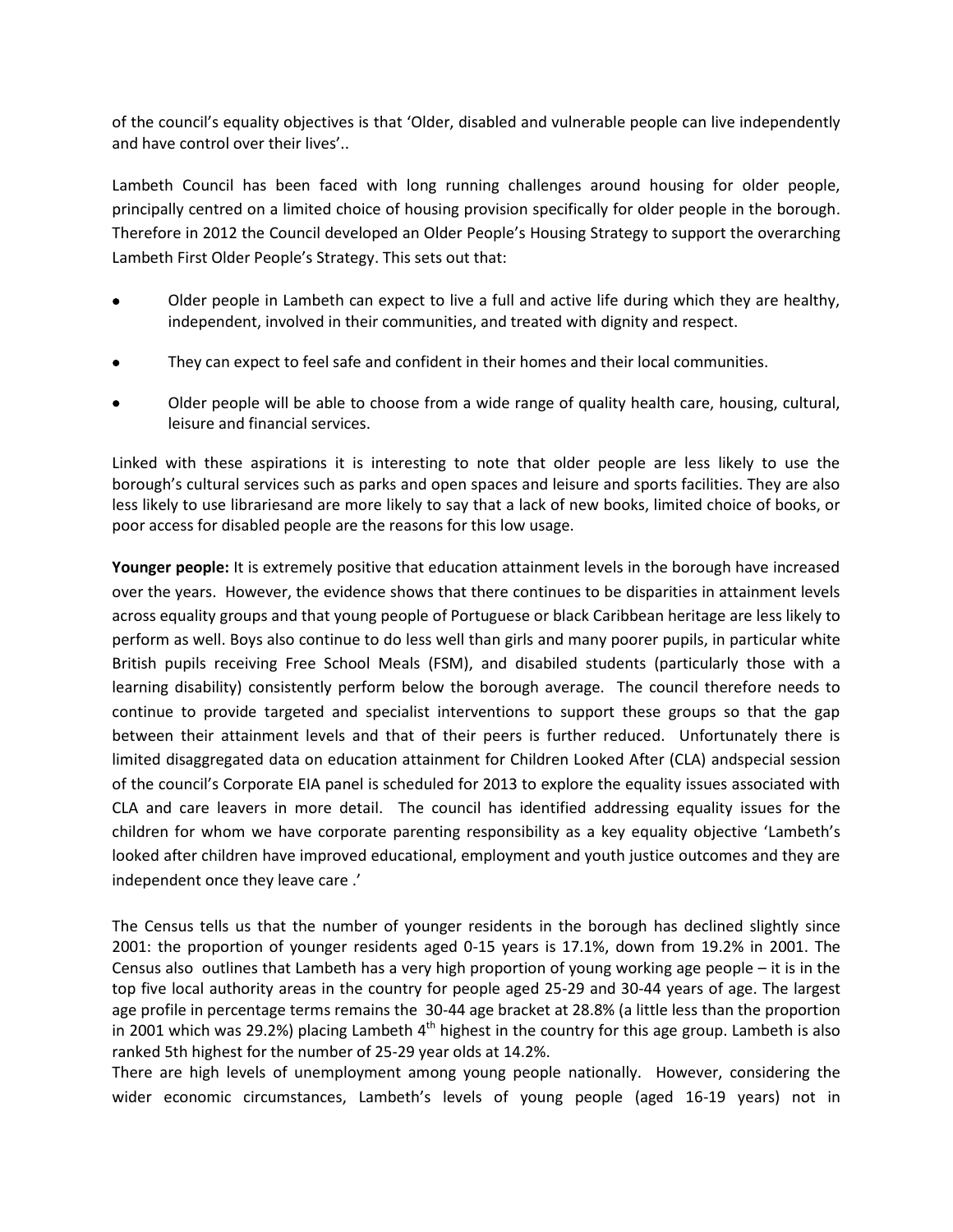of the council's equality objectives is that 'Older, disabled and vulnerable people can live independently and have control over their lives'..

Lambeth Council has been faced with long running challenges around housing for older people, principally centred on a limited choice of housing provision specifically for older people in the borough. Therefore in 2012 the Council developed an Older People's Housing Strategy to support the overarching Lambeth First Older People's Strategy. This sets out that:

- Older people in Lambeth can expect to live a full and active life during which they are healthy, independent, involved in their communities, and treated with dignity and respect.
- They can expect to feel safe and confident in their homes and their local communities.
- Older people will be able to choose from a wide range of quality health care, housing, cultural, leisure and financial services.

Linked with these aspirations it is interesting to note that older people are less likely to use the borough's cultural services such as parks and open spaces and leisure and sports facilities. They are also less likely to use librariesand are more likely to say that a lack of new books, limited choice of books, or poor access for disabled people are the reasons for this low usage.

**Younger people:** It is extremely positive that education attainment levels in the borough have increased over the years. However, the evidence shows that there continues to be disparities in attainment levels across equality groups and that young people of Portuguese or black Caribbean heritage are less likely to perform as well. Boys also continue to do less well than girls and many poorer pupils, in particular white British pupils receiving Free School Meals (FSM), and disabiled students (particularly those with a learning disability) consistently perform below the borough average. The council therefore needs to continue to provide targeted and specialist interventions to support these groups so that the gap between their attainment levels and that of their peers is further reduced. Unfortunately there is limited disaggregated data on education attainment for Children Looked After (CLA) andspecial session of the council's Corporate EIA panel is scheduled for 2013 to explore the equality issues associated with CLA and care leavers in more detail. The council has identified addressing equality issues for the children for whom we have corporate parenting responsibility as a key equality objective 'Lambeth's looked after children have improved educational, employment and youth justice outcomes and they are independent once they leave care .'

The Census tells us that the number of younger residents in the borough has declined slightly since 2001: the proportion of younger residents aged 0-15 years is 17.1%, down from 19.2% in 2001. The Census also outlines that Lambeth has a very high proportion of young working age people – it is in the top five local authority areas in the country for people aged 25-29 and 30-44 years of age. The largest age profile in percentage terms remains the 30-44 age bracket at 28.8% (a little less than the proportion in 2001 which was 29.2%) placing Lambeth 4th highest in the country for this age group. Lambeth is also ranked 5th highest for the number of 25-29 year olds at 14.2%.

There are high levels of unemployment among young people nationally. However, considering the wider economic circumstances, Lambeth's levels of young people (aged 16-19 years) not in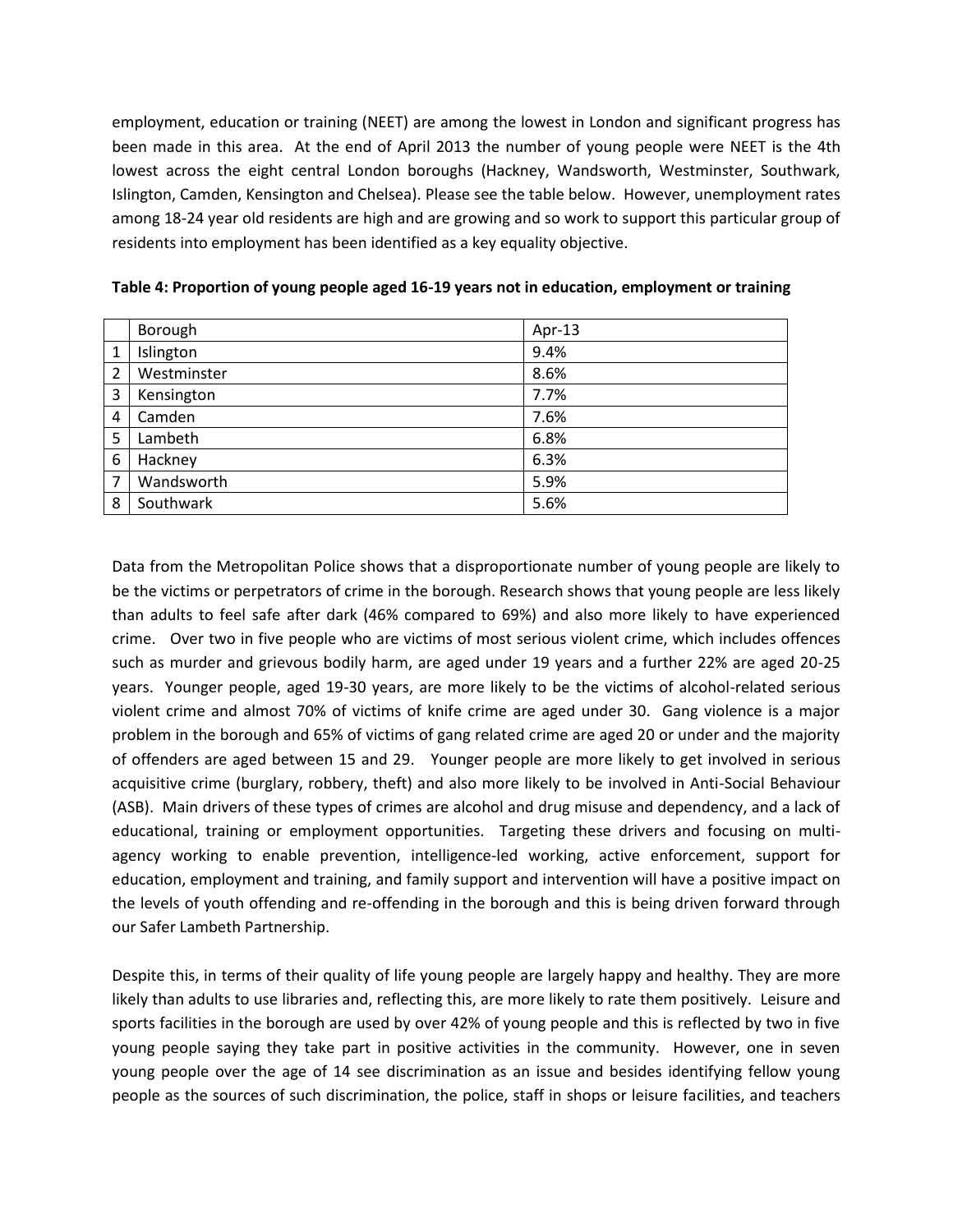employment, education or training (NEET) are among the lowest in London and significant progress has been made in this area. At the end of April 2013 the number of young people were NEET is the 4th lowest across the eight central London boroughs (Hackney, Wandsworth, Westminster, Southwark, Islington, Camden, Kensington and Chelsea). Please see the table below. However, unemployment rates among 18-24 year old residents are high and are growing and so work to support this particular group of residents into employment has been identified as a key equality objective.

**Table 4: Proportion of young people aged 16-19 years not in education, employment or training**

| | Borough | Apr-13 |
|---|---|---|
| 1 | Islington | 9.4% |
| 2 | Westminster | 8.6% |
| 3 | Kensington | 7.7% |
| 4 | Camden | 7.6% |
| 5 | Lambeth | 6.8% |
| 6 | Hackney | 6.3% |
| 7 | Wandsworth | 5.9% |
| 8 | Southwark | 5.6% |

Data from the Metropolitan Police shows that a disproportionate number of young people are likely to be the victims or perpetrators of crime in the borough. Research shows that young people are less likely than adults to feel safe after dark (46% compared to 69%) and also more likely to have experienced crime. Over two in five people who are victims of most serious violent crime, which includes offences such as murder and grievous bodily harm, are aged under 19 years and a further 22% are aged 20-25 years. Younger people, aged 19-30 years, are more likely to be the victims of alcohol-related serious violent crime and almost 70% of victims of knife crime are aged under 30. Gang violence is a major problem in the borough and 65% of victims of gang related crime are aged 20 or under and the majority of offenders are aged between 15 and 29. Younger people are more likely to get involved in serious acquisitive crime (burglary, robbery, theft) and also more likely to be involved in Anti-Social Behaviour (ASB). Main drivers of these types of crimes are alcohol and drug misuse and dependency, and a lack of educational, training or employment opportunities. Targeting these drivers and focusing on multi-agency working to enable prevention, intelligence-led working, active enforcement, support for education, employment and training, and family support and intervention will have a positive impact on the levels of youth offending and re-offending in the borough and this is being driven forward through our Safer Lambeth Partnership.

Despite this, in terms of their quality of life young people are largely happy and healthy. They are more likely than adults to use libraries and, reflecting this, are more likely to rate them positively. Leisure and sports facilities in the borough are used by over 42% of young people and this is reflected by two in five young people saying they take part in positive activities in the community. However, one in seven young people over the age of 14 see discrimination as an issue and besides identifying fellow young people as the sources of such discrimination, the police, staff in shops or leisure facilities, and teachers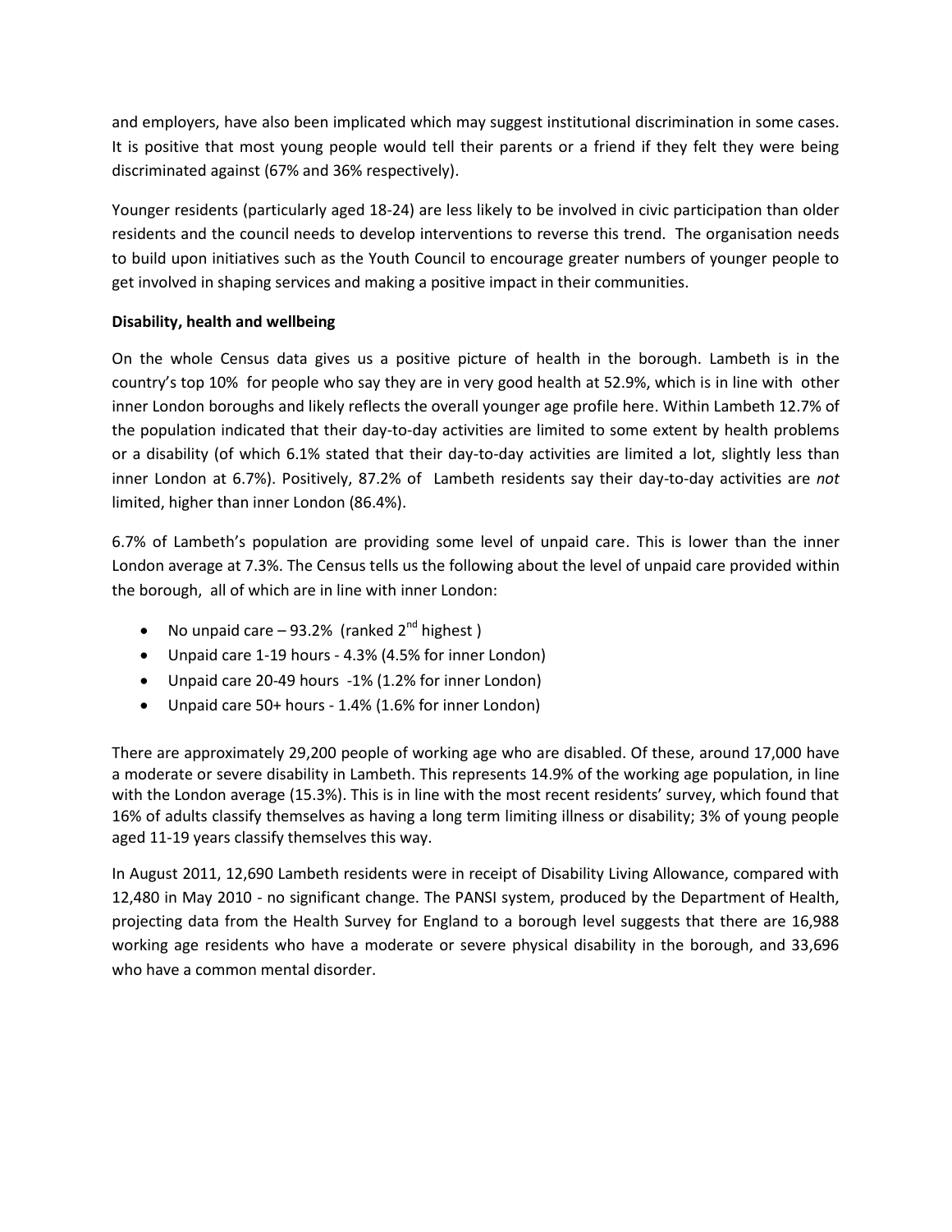and employers, have also been implicated which may suggest institutional discrimination in some cases. It is positive that most young people would tell their parents or a friend if they felt they were being discriminated against (67% and 36% respectively).

Younger residents (particularly aged 18-24) are less likely to be involved in civic participation than older residents and the council needs to develop interventions to reverse this trend. The organisation needs to build upon initiatives such as the Youth Council to encourage greater numbers of younger people to get involved in shaping services and making a positive impact in their communities.

**Disability, health and wellbeing**

On the whole Census data gives us a positive picture of health in the borough. Lambeth is in the country's top 10% for people who say they are in very good health at 52.9%, which is in line with other inner London boroughs and likely reflects the overall younger age profile here. Within Lambeth 12.7% of the population indicated that their day-to-day activities are limited to some extent by health problems or a disability (of which 6.1% stated that their day-to-day activities are limited a lot, slightly less than inner London at 6.7%). Positively, 87.2% of Lambeth residents say their day-to-day activities are *not* limited, higher than inner London (86.4%).

6.7% of Lambeth's population are providing some level of unpaid care. This is lower than the inner London average at 7.3%. The Census tells us the following about the level of unpaid care provided within the borough, all of which are in line with inner London:

- No unpaid care – 93.2% (ranked 2nd highest )
- Unpaid care 1-19 hours - 4.3% (4.5% for inner London)
- Unpaid care 20-49 hours -1% (1.2% for inner London)
- Unpaid care 50+ hours - 1.4% (1.6% for inner London)

There are approximately 29,200 people of working age who are disabled. Of these, around 17,000 have a moderate or severe disability in Lambeth. This represents 14.9% of the working age population, in line with the London average (15.3%). This is in line with the most recent residents' survey, which found that 16% of adults classify themselves as having a long term limiting illness or disability; 3% of young people aged 11-19 years classify themselves this way.

In August 2011, 12,690 Lambeth residents were in receipt of Disability Living Allowance, compared with 12,480 in May 2010 - no significant change. The PANSI system, produced by the Department of Health, projecting data from the Health Survey for England to a borough level suggests that there are 16,988 working age residents who have a moderate or severe physical disability in the borough, and 33,696 who have a common mental disorder.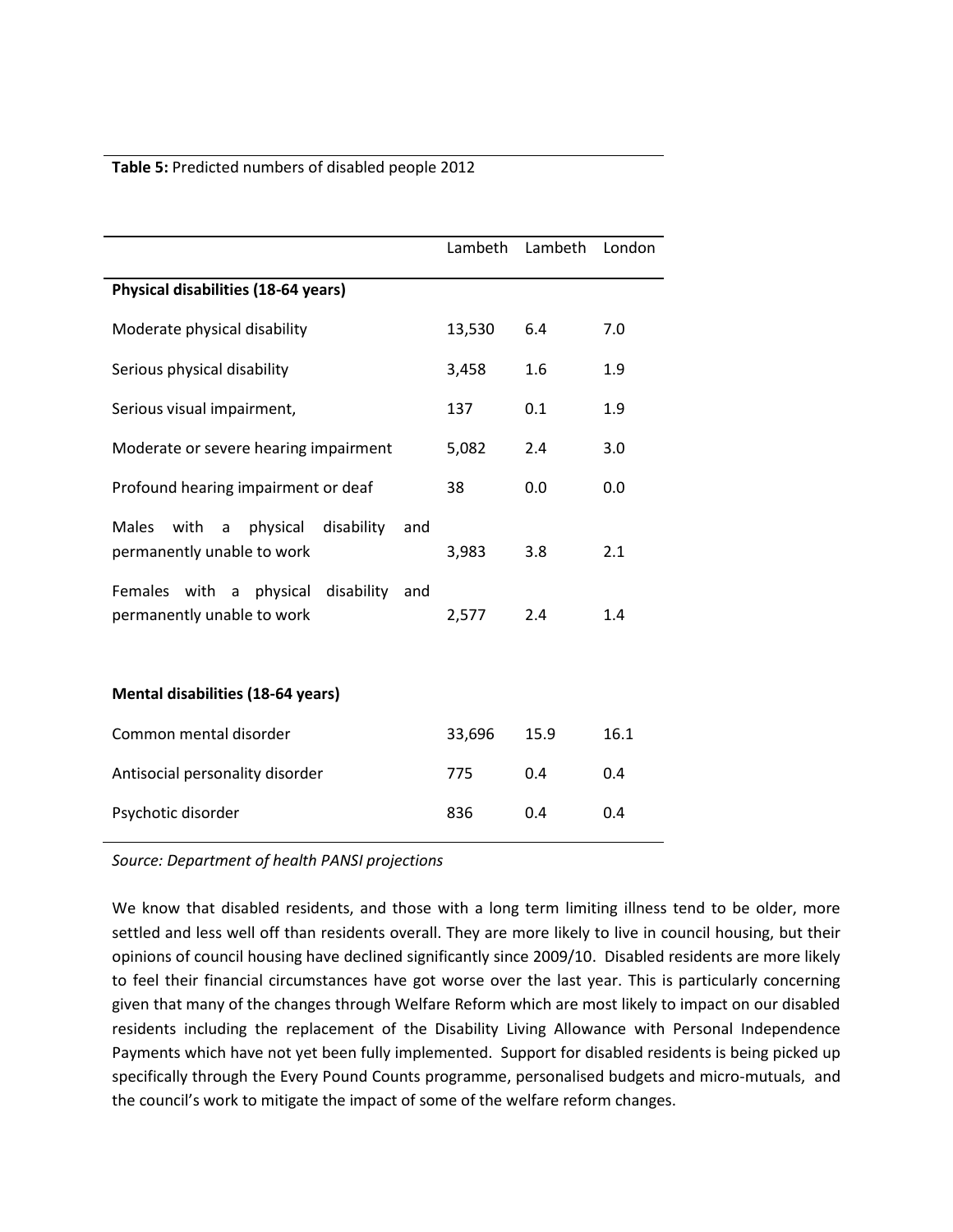**Table 5:** Predicted numbers of disabled people 2012

| | Lambeth | Lambeth | London |
|---|---|---|---|
| **Physical disabilities (18-64 years)** | | | |
| Moderate physical disability | 13,530 | 6.4 | 7.0 |
| Serious physical disability | 3,458 | 1.6 | 1.9 |
| Serious visual impairment, | 137 | 0.1 | 1.9 |
| Moderate or severe hearing impairment | 5,082 | 2.4 | 3.0 |
| Profound hearing impairment or deaf | 38 | 0.0 | 0.0 |
| Males with a physical disability and permanently unable to work | 3,983 | 3.8 | 2.1 |
| Females with a physical disability and permanently unable to work | 2,577 | 2.4 | 1.4 |
| **Mental disabilities (18-64 years)** | | | |
| Common mental disorder | 33,696 | 15.9 | 16.1 |
| Antisocial personality disorder | 775 | 0.4 | 0.4 |
| Psychotic disorder | 836 | 0.4 | 0.4 |

*Source: Department of health PANSI projections*

We know that disabled residents, and those with a long term limiting illness tend to be older, more settled and less well off than residents overall. They are more likely to live in council housing, but their opinions of council housing have declined significantly since 2009/10. Disabled residents are more likely to feel their financial circumstances have got worse over the last year. This is particularly concerning given that many of the changes through Welfare Reform which are most likely to impact on our disabled residents including the replacement of the Disability Living Allowance with Personal Independence Payments which have not yet been fully implemented. Support for disabled residents is being picked up specifically through the Every Pound Counts programme, personalised budgets and micro-mutuals, and the council's work to mitigate the impact of some of the welfare reform changes.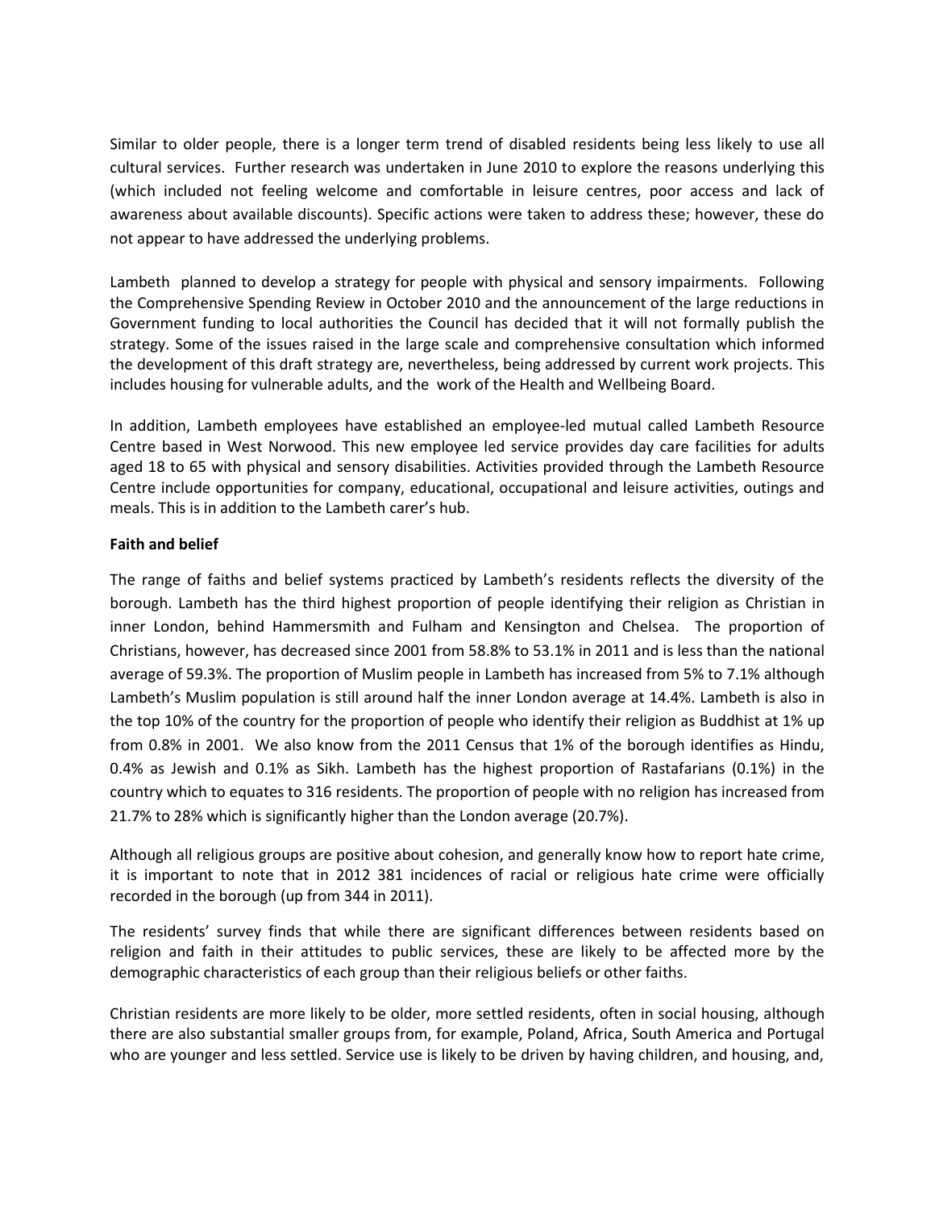Similar to older people, there is a longer term trend of disabled residents being less likely to use all cultural services. Further research was undertaken in June 2010 to explore the reasons underlying this (which included not feeling welcome and comfortable in leisure centres, poor access and lack of awareness about available discounts). Specific actions were taken to address these; however, these do not appear to have addressed the underlying problems.

Lambeth planned to develop a strategy for people with physical and sensory impairments. Following the Comprehensive Spending Review in October 2010 and the announcement of the large reductions in Government funding to local authorities the Council has decided that it will not formally publish the strategy. Some of the issues raised in the large scale and comprehensive consultation which informed the development of this draft strategy are, nevertheless, being addressed by current work projects. This includes housing for vulnerable adults, and the work of the Health and Wellbeing Board.

In addition, Lambeth employees have established an employee-led mutual called Lambeth Resource Centre based in West Norwood. This new employee led service provides day care facilities for adults aged 18 to 65 with physical and sensory disabilities. Activities provided through the Lambeth Resource Centre include opportunities for company, educational, occupational and leisure activities, outings and meals. This is in addition to the Lambeth carer's hub.

**Faith and belief**

The range of faiths and belief systems practiced by Lambeth's residents reflects the diversity of the borough. Lambeth has the third highest proportion of people identifying their religion as Christian in inner London, behind Hammersmith and Fulham and Kensington and Chelsea. The proportion of Christians, however, has decreased since 2001 from 58.8% to 53.1% in 2011 and is less than the national average of 59.3%. The proportion of Muslim people in Lambeth has increased from 5% to 7.1% although Lambeth's Muslim population is still around half the inner London average at 14.4%. Lambeth is also in the top 10% of the country for the proportion of people who identify their religion as Buddhist at 1% up from 0.8% in 2001. We also know from the 2011 Census that 1% of the borough identifies as Hindu, 0.4% as Jewish and 0.1% as Sikh. Lambeth has the highest proportion of Rastafarians (0.1%) in the country which to equates to 316 residents. The proportion of people with no religion has increased from 21.7% to 28% which is significantly higher than the London average (20.7%).

Although all religious groups are positive about cohesion, and generally know how to report hate crime, it is important to note that in 2012 381 incidences of racial or religious hate crime were officially recorded in the borough (up from 344 in 2011).

The residents' survey finds that while there are significant differences between residents based on religion and faith in their attitudes to public services, these are likely to be affected more by the demographic characteristics of each group than their religious beliefs or other faiths.

Christian residents are more likely to be older, more settled residents, often in social housing, although there are also substantial smaller groups from, for example, Poland, Africa, South America and Portugal who are younger and less settled. Service use is likely to be driven by having children, and housing, and,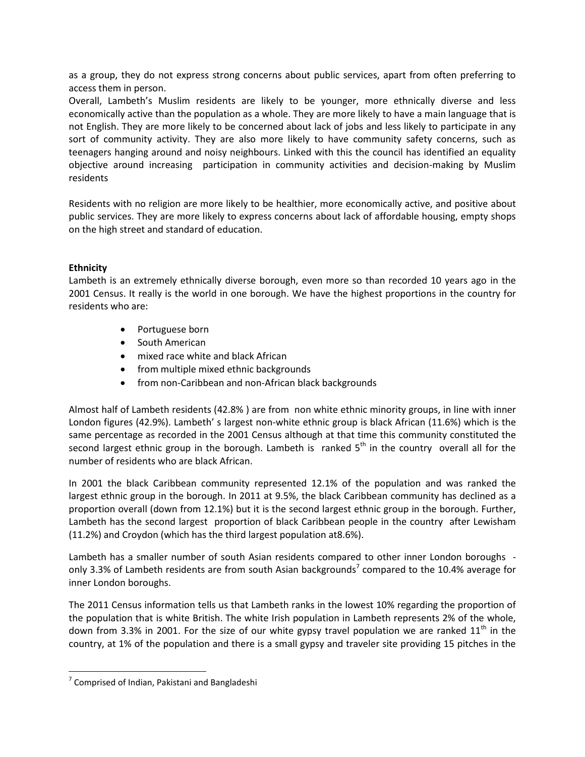as a group, they do not express strong concerns about public services, apart from often preferring to access them in person.

Overall, Lambeth's Muslim residents are likely to be younger, more ethnically diverse and less economically active than the population as a whole. They are more likely to have a main language that is not English. They are more likely to be concerned about lack of jobs and less likely to participate in any sort of community activity. They are also more likely to have community safety concerns, such as teenagers hanging around and noisy neighbours. Linked with this the council has identified an equality objective around increasing participation in community activities and decision-making by Muslim residents

Residents with no religion are more likely to be healthier, more economically active, and positive about public services. They are more likely to express concerns about lack of affordable housing, empty shops on the high street and standard of education.

**Ethnicity**

Lambeth is an extremely ethnically diverse borough, even more so than recorded 10 years ago in the 2001 Census. It really is the world in one borough. We have the highest proportions in the country for residents who are:

- Portuguese born
- South American
- mixed race white and black African
- from multiple mixed ethnic backgrounds
- from non-Caribbean and non-African black backgrounds

Almost half of Lambeth residents (42.8% ) are from non white ethnic minority groups, in line with inner London figures (42.9%). Lambeth' s largest non-white ethnic group is black African (11.6%) which is the same percentage as recorded in the 2001 Census although at that time this community constituted the second largest ethnic group in the borough. Lambeth is ranked 5th in the country overall all for the number of residents who are black African.

In 2001 the black Caribbean community represented 12.1% of the population and was ranked the largest ethnic group in the borough. In 2011 at 9.5%, the black Caribbean community has declined as a proportion overall (down from 12.1%) but it is the second largest ethnic group in the borough. Further, Lambeth has the second largest proportion of black Caribbean people in the country after Lewisham (11.2%) and Croydon (which has the third largest population at8.6%).

Lambeth has a smaller number of south Asian residents compared to other inner London boroughs - only 3.3% of Lambeth residents are from south Asian backgrounds[7] compared to the 10.4% average for inner London boroughs.

The 2011 Census information tells us that Lambeth ranks in the lowest 10% regarding the proportion of the population that is white British. The white Irish population in Lambeth represents 2% of the whole, down from 3.3% in 2001. For the size of our white gypsy travel population we are ranked 11th in the country, at 1% of the population and there is a small gypsy and traveler site providing 15 pitches in the

[7] Comprised of Indian, Pakistani and Bangladeshi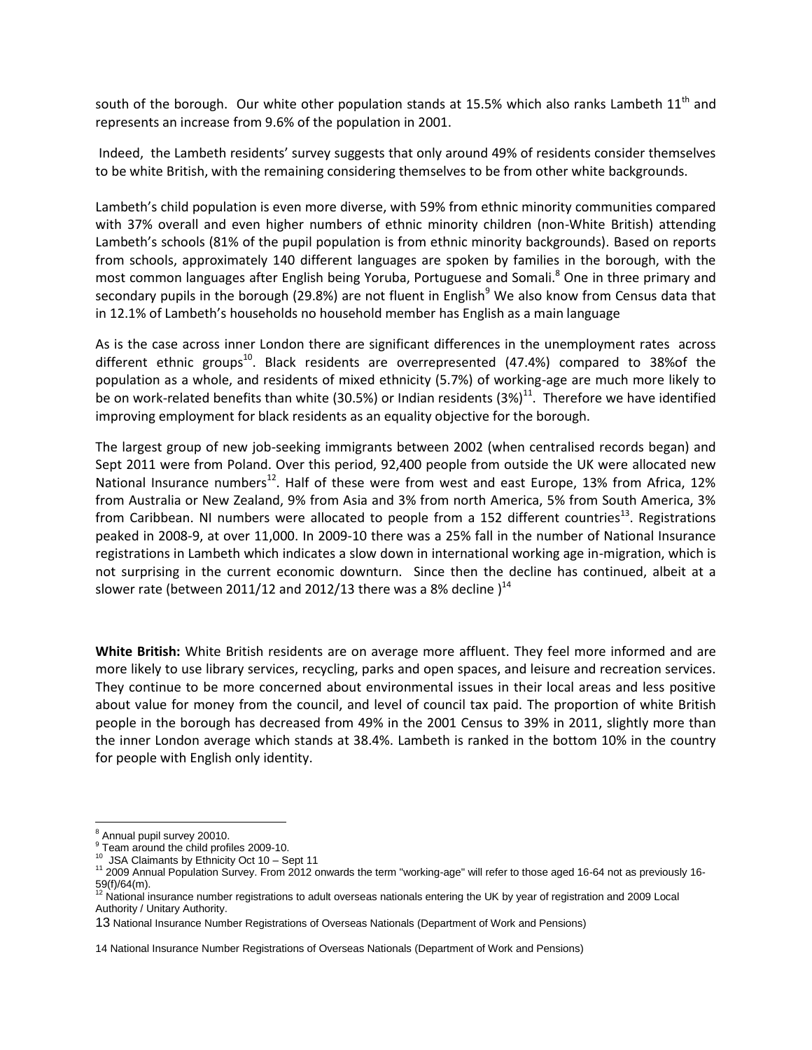south of the borough. Our white other population stands at 15.5% which also ranks Lambeth 11th and represents an increase from 9.6% of the population in 2001.

Indeed, the Lambeth residents' survey suggests that only around 49% of residents consider themselves to be white British, with the remaining considering themselves to be from other white backgrounds.

Lambeth's child population is even more diverse, with 59% from ethnic minority communities compared with 37% overall and even higher numbers of ethnic minority children (non-White British) attending Lambeth's schools (81% of the pupil population is from ethnic minority backgrounds). Based on reports from schools, approximately 140 different languages are spoken by families in the borough, with the most common languages after English being Yoruba, Portuguese and Somali.[8] One in three primary and secondary pupils in the borough (29.8%) are not fluent in English[9] We also know from Census data that in 12.1% of Lambeth's households no household member has English as a main language

As is the case across inner London there are significant differences in the unemployment rates across different ethnic groups[10]. Black residents are overrepresented (47.4%) compared to 38%of the population as a whole, and residents of mixed ethnicity (5.7%) of working-age are much more likely to be on work-related benefits than white (30.5%) or Indian residents (3%)[11]. Therefore we have identified improving employment for black residents as an equality objective for the borough.

The largest group of new job-seeking immigrants between 2002 (when centralised records began) and Sept 2011 were from Poland. Over this period, 92,400 people from outside the UK were allocated new National Insurance numbers[12]. Half of these were from west and east Europe, 13% from Africa, 12% from Australia or New Zealand, 9% from Asia and 3% from north America, 5% from South America, 3% from Caribbean. NI numbers were allocated to people from a 152 different countries[13]. Registrations peaked in 2008-9, at over 11,000. In 2009-10 there was a 25% fall in the number of National Insurance registrations in Lambeth which indicates a slow down in international working age in-migration, which is not surprising in the current economic downturn. Since then the decline has continued, albeit at a slower rate (between 2011/12 and 2012/13 there was a 8% decline )[14]

**White British:** White British residents are on average more affluent. They feel more informed and are more likely to use library services, recycling, parks and open spaces, and leisure and recreation services. They continue to be more concerned about environmental issues in their local areas and less positive about value for money from the council, and level of council tax paid. The proportion of white British people in the borough has decreased from 49% in the 2001 Census to 39% in 2011, slightly more than the inner London average which stands at 38.4%. Lambeth is ranked in the bottom 10% in the country for people with English only identity.

---

[8] Annual pupil survey 20010.

[9] Team around the child profiles 2009-10.

[10] JSA Claimants by Ethnicity Oct 10 – Sept 11

[11] 2009 Annual Population Survey. From 2012 onwards the term "working-age" will refer to those aged 16-64 not as previously 16-59(f)/64(m).

[12] National insurance number registrations to adult overseas nationals entering the UK by year of registration and 2009 Local Authority / Unitary Authority.

13 National Insurance Number Registrations of Overseas Nationals (Department of Work and Pensions)

14 National Insurance Number Registrations of Overseas Nationals (Department of Work and Pensions)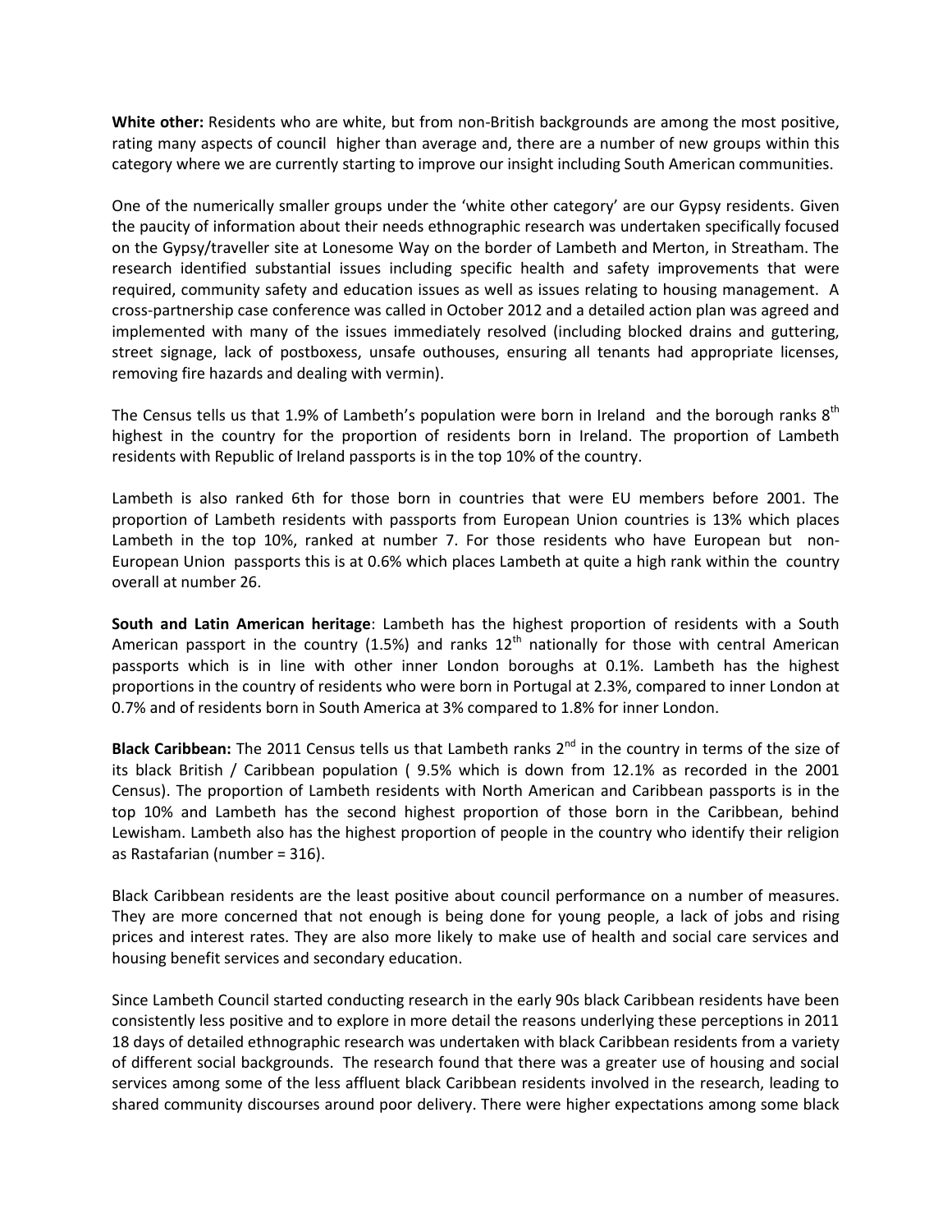**White other:** Residents who are white, but from non-British backgrounds are among the most positive, rating many aspects of council higher than average and, there are a number of new groups within this category where we are currently starting to improve our insight including South American communities.

One of the numerically smaller groups under the 'white other category' are our Gypsy residents. Given the paucity of information about their needs ethnographic research was undertaken specifically focused on the Gypsy/traveller site at Lonesome Way on the border of Lambeth and Merton, in Streatham. The research identified substantial issues including specific health and safety improvements that were required, community safety and education issues as well as issues relating to housing management. A cross-partnership case conference was called in October 2012 and a detailed action plan was agreed and implemented with many of the issues immediately resolved (including blocked drains and guttering, street signage, lack of postboxess, unsafe outhouses, ensuring all tenants had appropriate licenses, removing fire hazards and dealing with vermin).

The Census tells us that 1.9% of Lambeth's population were born in Ireland and the borough ranks 8th highest in the country for the proportion of residents born in Ireland. The proportion of Lambeth residents with Republic of Ireland passports is in the top 10% of the country.

Lambeth is also ranked 6th for those born in countries that were EU members before 2001. The proportion of Lambeth residents with passports from European Union countries is 13% which places Lambeth in the top 10%, ranked at number 7. For those residents who have European but non-European Union passports this is at 0.6% which places Lambeth at quite a high rank within the country overall at number 26.

**South and Latin American heritage**: Lambeth has the highest proportion of residents with a South American passport in the country (1.5%) and ranks 12th nationally for those with central American passports which is in line with other inner London boroughs at 0.1%. Lambeth has the highest proportions in the country of residents who were born in Portugal at 2.3%, compared to inner London at 0.7% and of residents born in South America at 3% compared to 1.8% for inner London.

**Black Caribbean:** The 2011 Census tells us that Lambeth ranks 2nd in the country in terms of the size of its black British / Caribbean population ( 9.5% which is down from 12.1% as recorded in the 2001 Census). The proportion of Lambeth residents with North American and Caribbean passports is in the top 10% and Lambeth has the second highest proportion of those born in the Caribbean, behind Lewisham. Lambeth also has the highest proportion of people in the country who identify their religion as Rastafarian (number = 316).

Black Caribbean residents are the least positive about council performance on a number of measures. They are more concerned that not enough is being done for young people, a lack of jobs and rising prices and interest rates. They are also more likely to make use of health and social care services and housing benefit services and secondary education.

Since Lambeth Council started conducting research in the early 90s black Caribbean residents have been consistently less positive and to explore in more detail the reasons underlying these perceptions in 2011 18 days of detailed ethnographic research was undertaken with black Caribbean residents from a variety of different social backgrounds. The research found that there was a greater use of housing and social services among some of the less affluent black Caribbean residents involved in the research, leading to shared community discourses around poor delivery. There were higher expectations among some black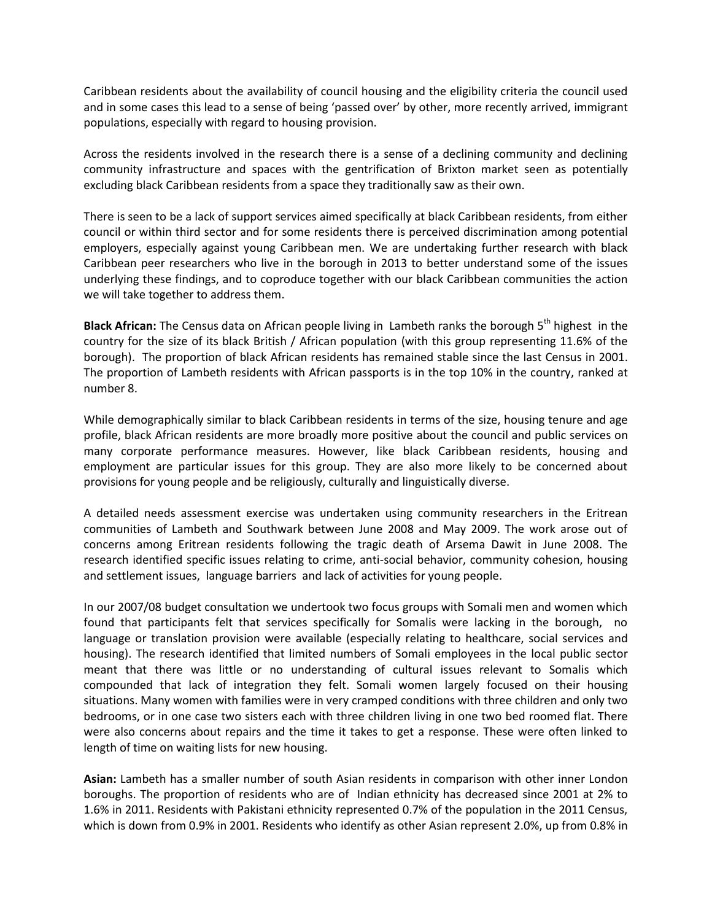Caribbean residents about the availability of council housing and the eligibility criteria the council used and in some cases this lead to a sense of being 'passed over' by other, more recently arrived, immigrant populations, especially with regard to housing provision.

Across the residents involved in the research there is a sense of a declining community and declining community infrastructure and spaces with the gentrification of Brixton market seen as potentially excluding black Caribbean residents from a space they traditionally saw as their own.

There is seen to be a lack of support services aimed specifically at black Caribbean residents, from either council or within third sector and for some residents there is perceived discrimination among potential employers, especially against young Caribbean men. We are undertaking further research with black Caribbean peer researchers who live in the borough in 2013 to better understand some of the issues underlying these findings, and to coproduce together with our black Caribbean communities the action we will take together to address them.

**Black African:** The Census data on African people living in Lambeth ranks the borough 5th highest in the country for the size of its black British / African population (with this group representing 11.6% of the borough). The proportion of black African residents has remained stable since the last Census in 2001. The proportion of Lambeth residents with African passports is in the top 10% in the country, ranked at number 8.

While demographically similar to black Caribbean residents in terms of the size, housing tenure and age profile, black African residents are more broadly more positive about the council and public services on many corporate performance measures. However, like black Caribbean residents, housing and employment are particular issues for this group. They are also more likely to be concerned about provisions for young people and be religiously, culturally and linguistically diverse.

A detailed needs assessment exercise was undertaken using community researchers in the Eritrean communities of Lambeth and Southwark between June 2008 and May 2009. The work arose out of concerns among Eritrean residents following the tragic death of Arsema Dawit in June 2008. The research identified specific issues relating to crime, anti-social behavior, community cohesion, housing and settlement issues, language barriers and lack of activities for young people.

In our 2007/08 budget consultation we undertook two focus groups with Somali men and women which found that participants felt that services specifically for Somalis were lacking in the borough, no language or translation provision were available (especially relating to healthcare, social services and housing). The research identified that limited numbers of Somali employees in the local public sector meant that there was little or no understanding of cultural issues relevant to Somalis which compounded that lack of integration they felt. Somali women largely focused on their housing situations. Many women with families were in very cramped conditions with three children and only two bedrooms, or in one case two sisters each with three children living in one two bed roomed flat. There were also concerns about repairs and the time it takes to get a response. These were often linked to length of time on waiting lists for new housing.

**Asian:** Lambeth has a smaller number of south Asian residents in comparison with other inner London boroughs. The proportion of residents who are of Indian ethnicity has decreased since 2001 at 2% to 1.6% in 2011. Residents with Pakistani ethnicity represented 0.7% of the population in the 2011 Census, which is down from 0.9% in 2001. Residents who identify as other Asian represent 2.0%, up from 0.8% in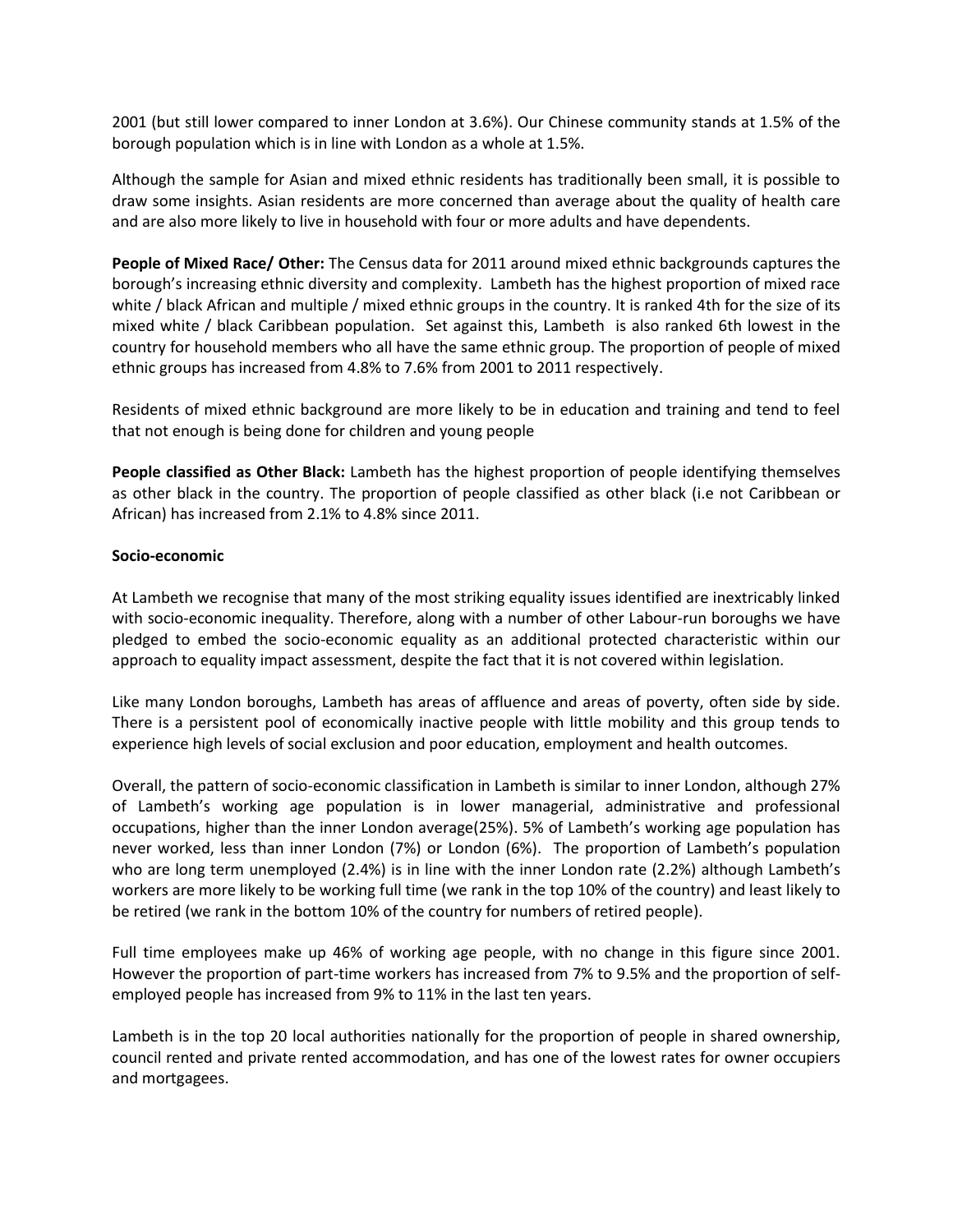2001 (but still lower compared to inner London at 3.6%). Our Chinese community stands at 1.5% of the borough population which is in line with London as a whole at 1.5%.

Although the sample for Asian and mixed ethnic residents has traditionally been small, it is possible to draw some insights. Asian residents are more concerned than average about the quality of health care and are also more likely to live in household with four or more adults and have dependents.

**People of Mixed Race/ Other:** The Census data for 2011 around mixed ethnic backgrounds captures the borough's increasing ethnic diversity and complexity. Lambeth has the highest proportion of mixed race white / black African and multiple / mixed ethnic groups in the country. It is ranked 4th for the size of its mixed white / black Caribbean population. Set against this, Lambeth is also ranked 6th lowest in the country for household members who all have the same ethnic group. The proportion of people of mixed ethnic groups has increased from 4.8% to 7.6% from 2001 to 2011 respectively.

Residents of mixed ethnic background are more likely to be in education and training and tend to feel that not enough is being done for children and young people

**People classified as Other Black:** Lambeth has the highest proportion of people identifying themselves as other black in the country. The proportion of people classified as other black (i.e not Caribbean or African) has increased from 2.1% to 4.8% since 2011.

**Socio-economic**

At Lambeth we recognise that many of the most striking equality issues identified are inextricably linked with socio-economic inequality. Therefore, along with a number of other Labour-run boroughs we have pledged to embed the socio-economic equality as an additional protected characteristic within our approach to equality impact assessment, despite the fact that it is not covered within legislation.

Like many London boroughs, Lambeth has areas of affluence and areas of poverty, often side by side. There is a persistent pool of economically inactive people with little mobility and this group tends to experience high levels of social exclusion and poor education, employment and health outcomes.

Overall, the pattern of socio-economic classification in Lambeth is similar to inner London, although 27% of Lambeth's working age population is in lower managerial, administrative and professional occupations, higher than the inner London average(25%). 5% of Lambeth's working age population has never worked, less than inner London (7%) or London (6%). The proportion of Lambeth's population who are long term unemployed (2.4%) is in line with the inner London rate (2.2%) although Lambeth's workers are more likely to be working full time (we rank in the top 10% of the country) and least likely to be retired (we rank in the bottom 10% of the country for numbers of retired people).

Full time employees make up 46% of working age people, with no change in this figure since 2001. However the proportion of part-time workers has increased from 7% to 9.5% and the proportion of self-employed people has increased from 9% to 11% in the last ten years.

Lambeth is in the top 20 local authorities nationally for the proportion of people in shared ownership, council rented and private rented accommodation, and has one of the lowest rates for owner occupiers and mortgagees.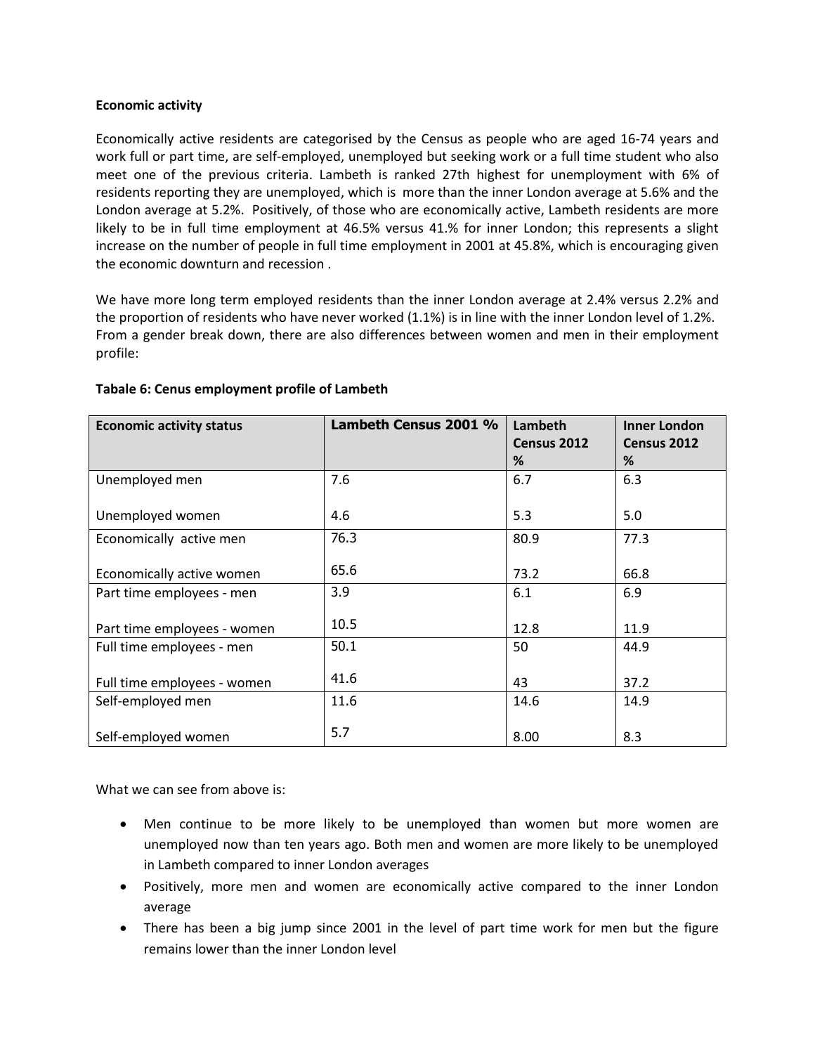**Economic activity**

Economically active residents are categorised by the Census as people who are aged 16-74 years and work full or part time, are self-employed, unemployed but seeking work or a full time student who also meet one of the previous criteria. Lambeth is ranked 27th highest for unemployment with 6% of residents reporting they are unemployed, which is more than the inner London average at 5.6% and the London average at 5.2%. Positively, of those who are economically active, Lambeth residents are more likely to be in full time employment at 46.5% versus 41.% for inner London; this represents a slight increase on the number of people in full time employment in 2001 at 45.8%, which is encouraging given the economic downturn and recession .

We have more long term employed residents than the inner London average at 2.4% versus 2.2% and the proportion of residents who have never worked (1.1%) is in line with the inner London level of 1.2%. From a gender break down, there are also differences between women and men in their employment profile:

**Tabale 6: Cenus employment profile of Lambeth**

| Economic activity status | Lambeth Census 2001 % | Lambeth Census 2012 % | Inner London Census 2012 % |
|---|---|---|---|
| Unemployed men | 7.6 | 6.7 | 6.3 |
| Unemployed women | 4.6 | 5.3 | 5.0 |
| Economically active men | 76.3 | 80.9 | 77.3 |
| Economically active women | 65.6 | 73.2 | 66.8 |
| Part time employees - men | 3.9 | 6.1 | 6.9 |
| Part time employees - women | 10.5 | 12.8 | 11.9 |
| Full time employees - men | 50.1 | 50 | 44.9 |
| Full time employees - women | 41.6 | 43 | 37.2 |
| Self-employed men | 11.6 | 14.6 | 14.9 |
| Self-employed women | 5.7 | 8.00 | 8.3 |

What we can see from above is:

- Men continue to be more likely to be unemployed than women but more women are unemployed now than ten years ago. Both men and women are more likely to be unemployed in Lambeth compared to inner London averages
- Positively, more men and women are economically active compared to the inner London average
- There has been a big jump since 2001 in the level of part time work for men but the figure remains lower than the inner London level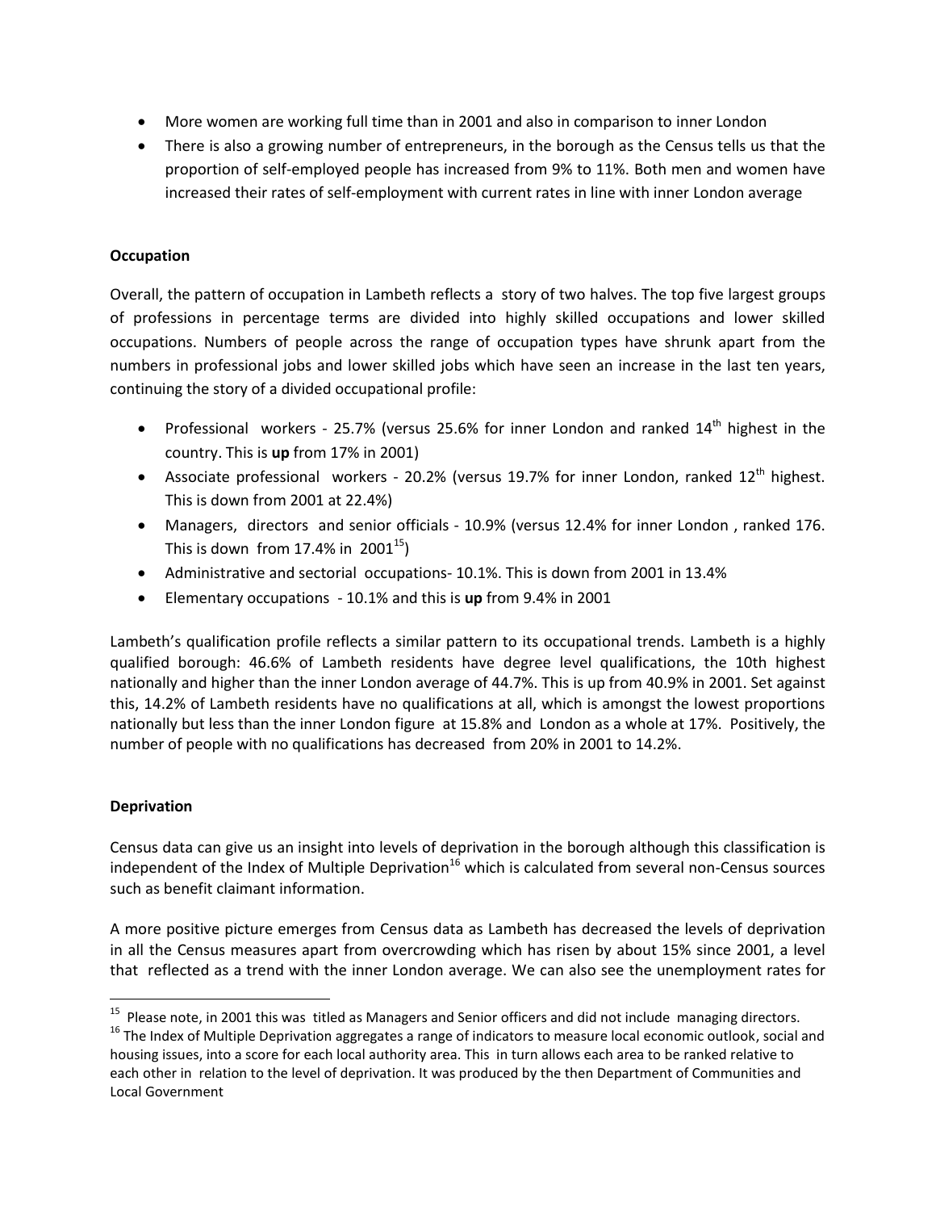- More women are working full time than in 2001 and also in comparison to inner London
- There is also a growing number of entrepreneurs, in the borough as the Census tells us that the proportion of self-employed people has increased from 9% to 11%. Both men and women have increased their rates of self-employment with current rates in line with inner London average

**Occupation**

Overall, the pattern of occupation in Lambeth reflects a story of two halves. The top five largest groups of professions in percentage terms are divided into highly skilled occupations and lower skilled occupations. Numbers of people across the range of occupation types have shrunk apart from the numbers in professional jobs and lower skilled jobs which have seen an increase in the last ten years, continuing the story of a divided occupational profile:

- Professional workers - 25.7% (versus 25.6% for inner London and ranked 14th highest in the country. This is **up** from 17% in 2001)
- Associate professional workers - 20.2% (versus 19.7% for inner London, ranked 12th highest. This is down from 2001 at 22.4%)
- Managers, directors and senior officials - 10.9% (versus 12.4% for inner London , ranked 176. This is down from 17.4% in 2001[15])
- Administrative and sectorial occupations- 10.1%. This is down from 2001 in 13.4%
- Elementary occupations - 10.1% and this is **up** from 9.4% in 2001

Lambeth's qualification profile reflects a similar pattern to its occupational trends. Lambeth is a highly qualified borough: 46.6% of Lambeth residents have degree level qualifications, the 10th highest nationally and higher than the inner London average of 44.7%. This is up from 40.9% in 2001. Set against this, 14.2% of Lambeth residents have no qualifications at all, which is amongst the lowest proportions nationally but less than the inner London figure at 15.8% and London as a whole at 17%. Positively, the number of people with no qualifications has decreased from 20% in 2001 to 14.2%.

**Deprivation**

Census data can give us an insight into levels of deprivation in the borough although this classification is independent of the Index of Multiple Deprivation[16] which is calculated from several non-Census sources such as benefit claimant information.

A more positive picture emerges from Census data as Lambeth has decreased the levels of deprivation in all the Census measures apart from overcrowding which has risen by about 15% since 2001, a level that reflected as a trend with the inner London average. We can also see the unemployment rates for

[15] Please note, in 2001 this was titled as Managers and Senior officers and did not include managing directors.

[16] The Index of Multiple Deprivation aggregates a range of indicators to measure local economic outlook, social and housing issues, into a score for each local authority area. This in turn allows each area to be ranked relative to each other in relation to the level of deprivation. It was produced by the then Department of Communities and Local Government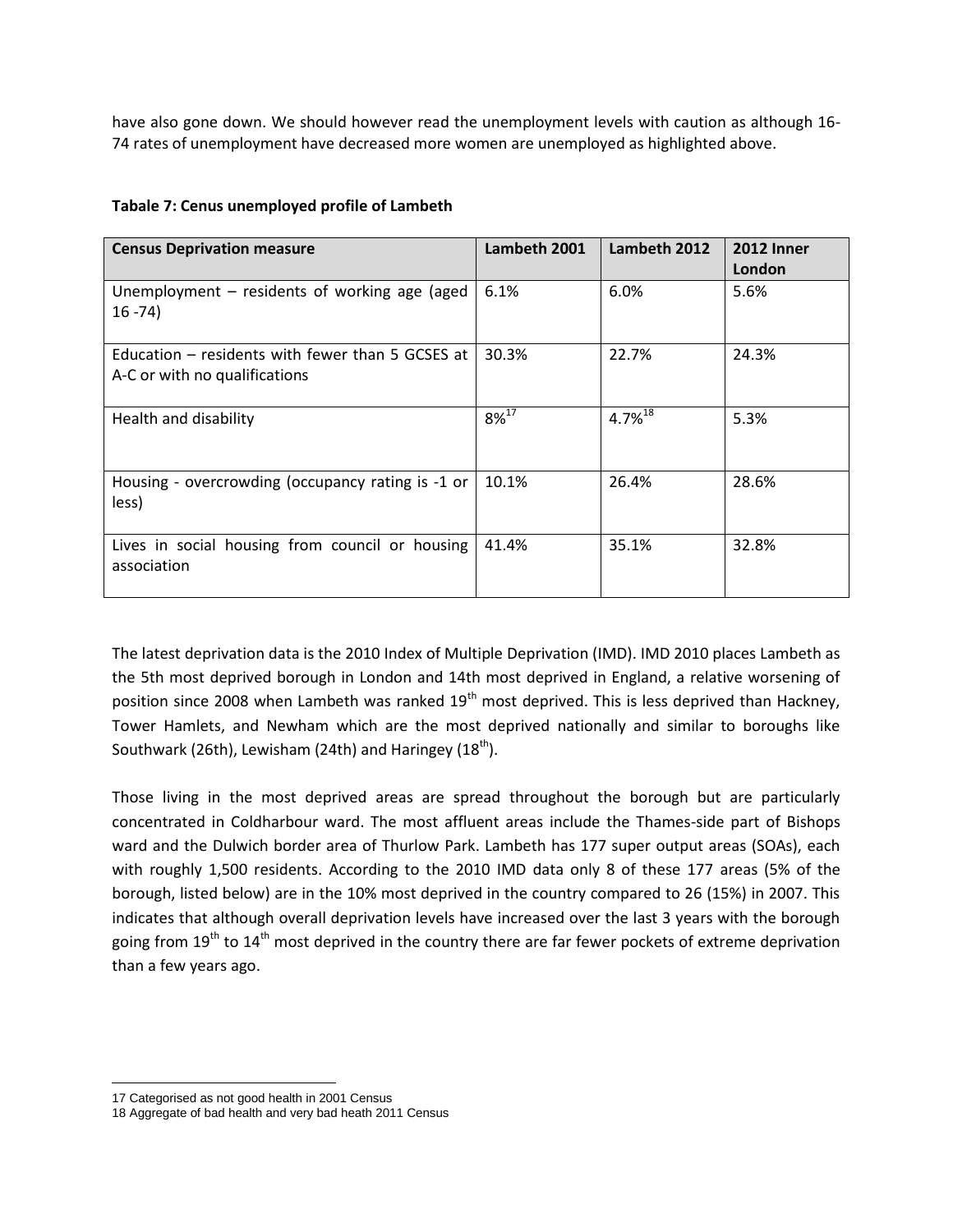have also gone down. We should however read the unemployment levels with caution as although 16-74 rates of unemployment have decreased more women are unemployed as highlighted above.

**Tabale 7: Cenus unemployed profile of Lambeth**

| Census Deprivation measure | Lambeth 2001 | Lambeth 2012 | 2012 Inner London |
|---|---|---|---|
| Unemployment – residents of working age (aged 16 -74) | 6.1% | 6.0% | 5.6% |
| Education – residents with fewer than 5 GCSES at A-C or with no qualifications | 30.3% | 22.7% | 24.3% |
| Health and disability | 8%[17] | 4.7%[18] | 5.3% |
| Housing - overcrowding (occupancy rating is -1 or less) | 10.1% | 26.4% | 28.6% |
| Lives in social housing from council or housing association | 41.4% | 35.1% | 32.8% |

The latest deprivation data is the 2010 Index of Multiple Deprivation (IMD). IMD 2010 places Lambeth as the 5th most deprived borough in London and 14th most deprived in England, a relative worsening of position since 2008 when Lambeth was ranked 19th most deprived. This is less deprived than Hackney, Tower Hamlets, and Newham which are the most deprived nationally and similar to boroughs like Southwark (26th), Lewisham (24th) and Haringey (18th).

Those living in the most deprived areas are spread throughout the borough but are particularly concentrated in Coldharbour ward. The most affluent areas include the Thames-side part of Bishops ward and the Dulwich border area of Thurlow Park. Lambeth has 177 super output areas (SOAs), each with roughly 1,500 residents. According to the 2010 IMD data only 8 of these 177 areas (5% of the borough, listed below) are in the 10% most deprived in the country compared to 26 (15%) in 2007. This indicates that although overall deprivation levels have increased over the last 3 years with the borough going from 19th to 14th most deprived in the country there are far fewer pockets of extreme deprivation than a few years ago.

17 Categorised as not good health in 2001 Census

18 Aggregate of bad health and very bad heath 2011 Census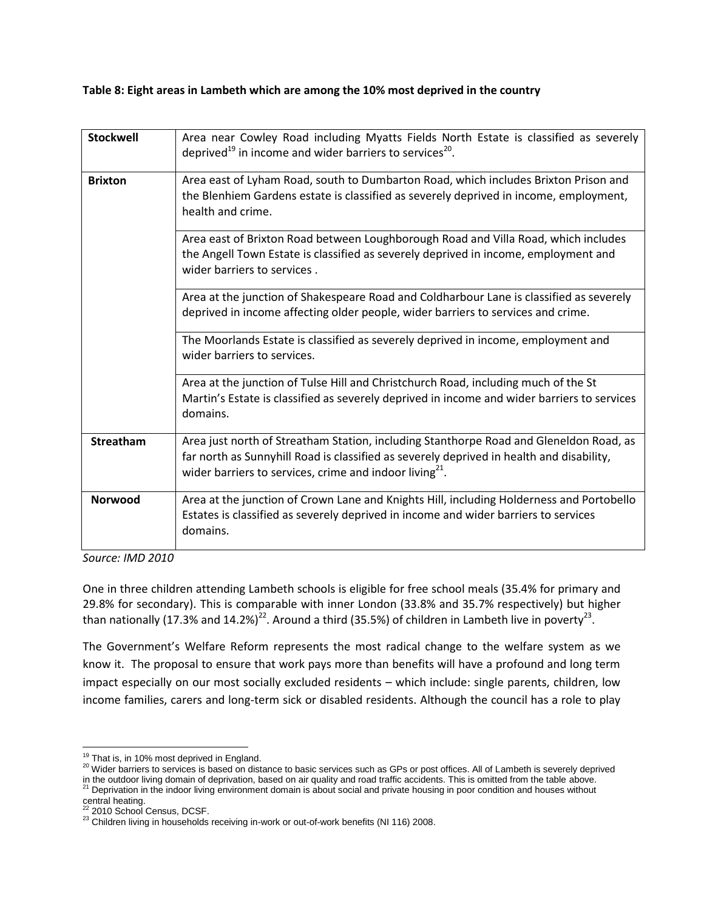**Table 8: Eight areas in Lambeth which are among the 10% most deprived in the country**

| | |
|---|---|
| **Stockwell** | Area near Cowley Road including Myatts Fields North Estate is classified as severely deprived[19] in income and wider barriers to services[20]. |
| **Brixton** | Area east of Lyham Road, south to Dumbarton Road, which includes Brixton Prison and the Blenhiem Gardens estate is classified as severely deprived in income, employment, health and crime. |
| | Area east of Brixton Road between Loughborough Road and Villa Road, which includes the Angell Town Estate is classified as severely deprived in income, employment and wider barriers to services . |
| | Area at the junction of Shakespeare Road and Coldharbour Lane is classified as severely deprived in income affecting older people, wider barriers to services and crime. |
| | The Moorlands Estate is classified as severely deprived in income, employment and wider barriers to services. |
| | Area at the junction of Tulse Hill and Christchurch Road, including much of the St Martin's Estate is classified as severely deprived in income and wider barriers to services domains. |
| **Streatham** | Area just north of Streatham Station, including Stanthorpe Road and Gleneldon Road, as far north as Sunnyhill Road is classified as severely deprived in health and disability, wider barriers to services, crime and indoor living[21]. |
| **Norwood** | Area at the junction of Crown Lane and Knights Hill, including Holderness and Portobello Estates is classified as severely deprived in income and wider barriers to services domains. |

*Source: IMD 2010*

One in three children attending Lambeth schools is eligible for free school meals (35.4% for primary and 29.8% for secondary). This is comparable with inner London (33.8% and 35.7% respectively) but higher than nationally (17.3% and 14.2%)[22]. Around a third (35.5%) of children in Lambeth live in poverty[23].

The Government's Welfare Reform represents the most radical change to the welfare system as we know it. The proposal to ensure that work pays more than benefits will have a profound and long term impact especially on our most socially excluded residents – which include: single parents, children, low income families, carers and long-term sick or disabled residents. Although the council has a role to play

---

[19] That is, in 10% most deprived in England.

[20] Wider barriers to services is based on distance to basic services such as GPs or post offices. All of Lambeth is severely deprived in the outdoor living domain of deprivation, based on air quality and road traffic accidents. This is omitted from the table above.

[21] Deprivation in the indoor living environment domain is about social and private housing in poor condition and houses without central heating.

[22] 2010 School Census, DCSF.

[23] Children living in households receiving in-work or out-of-work benefits (NI 116) 2008.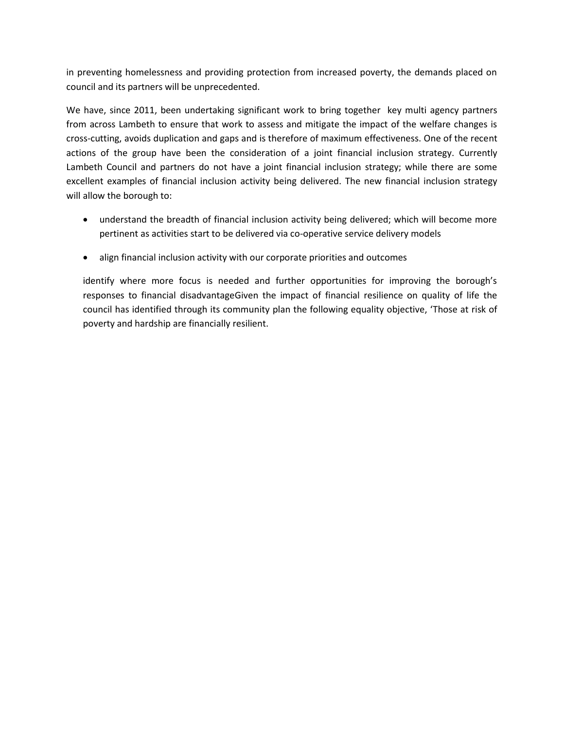in preventing homelessness and providing protection from increased poverty, the demands placed on council and its partners will be unprecedented.

We have, since 2011, been undertaking significant work to bring together key multi agency partners from across Lambeth to ensure that work to assess and mitigate the impact of the welfare changes is cross-cutting, avoids duplication and gaps and is therefore of maximum effectiveness. One of the recent actions of the group have been the consideration of a joint financial inclusion strategy. Currently Lambeth Council and partners do not have a joint financial inclusion strategy; while there are some excellent examples of financial inclusion activity being delivered. The new financial inclusion strategy will allow the borough to:

- understand the breadth of financial inclusion activity being delivered; which will become more pertinent as activities start to be delivered via co-operative service delivery models
- align financial inclusion activity with our corporate priorities and outcomes

identify where more focus is needed and further opportunities for improving the borough's responses to financial disadvantageGiven the impact of financial resilience on quality of life the council has identified through its community plan the following equality objective, 'Those at risk of poverty and hardship are financially resilient.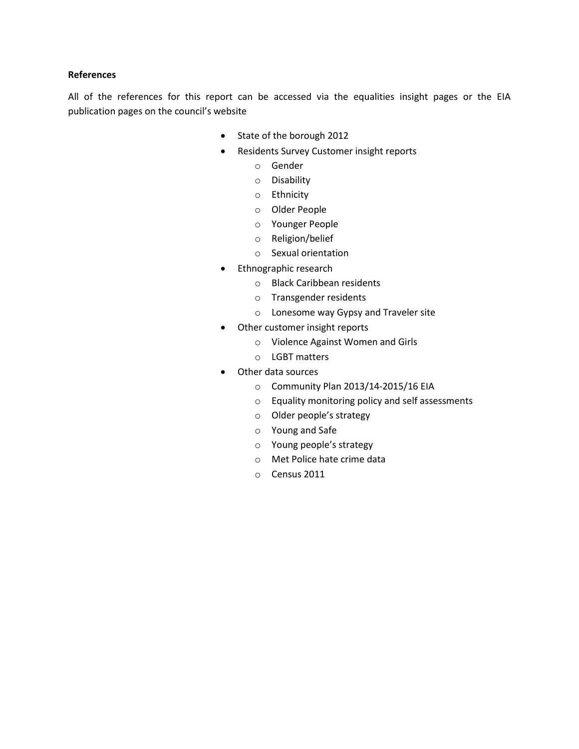**References**

All of the references for this report can be accessed via the equalities insight pages or the EIA publication pages on the council's website

- State of the borough 2012
- Residents Survey Customer insight reports
  - Gender
  - Disability
  - Ethnicity
  - Older People
  - Younger People
  - Religion/belief
  - Sexual orientation
- Ethnographic research
  - Black Caribbean residents
  - Transgender residents
  - Lonesome way Gypsy and Traveler site
- Other customer insight reports
  - Violence Against Women and Girls
  - LGBT matters
- Other data sources
  - Community Plan 2013/14-2015/16 EIA
  - Equality monitoring policy and self assessments
  - Older people's strategy
  - Young and Safe
  - Young people's strategy
  - Met Police hate crime data
  - Census 2011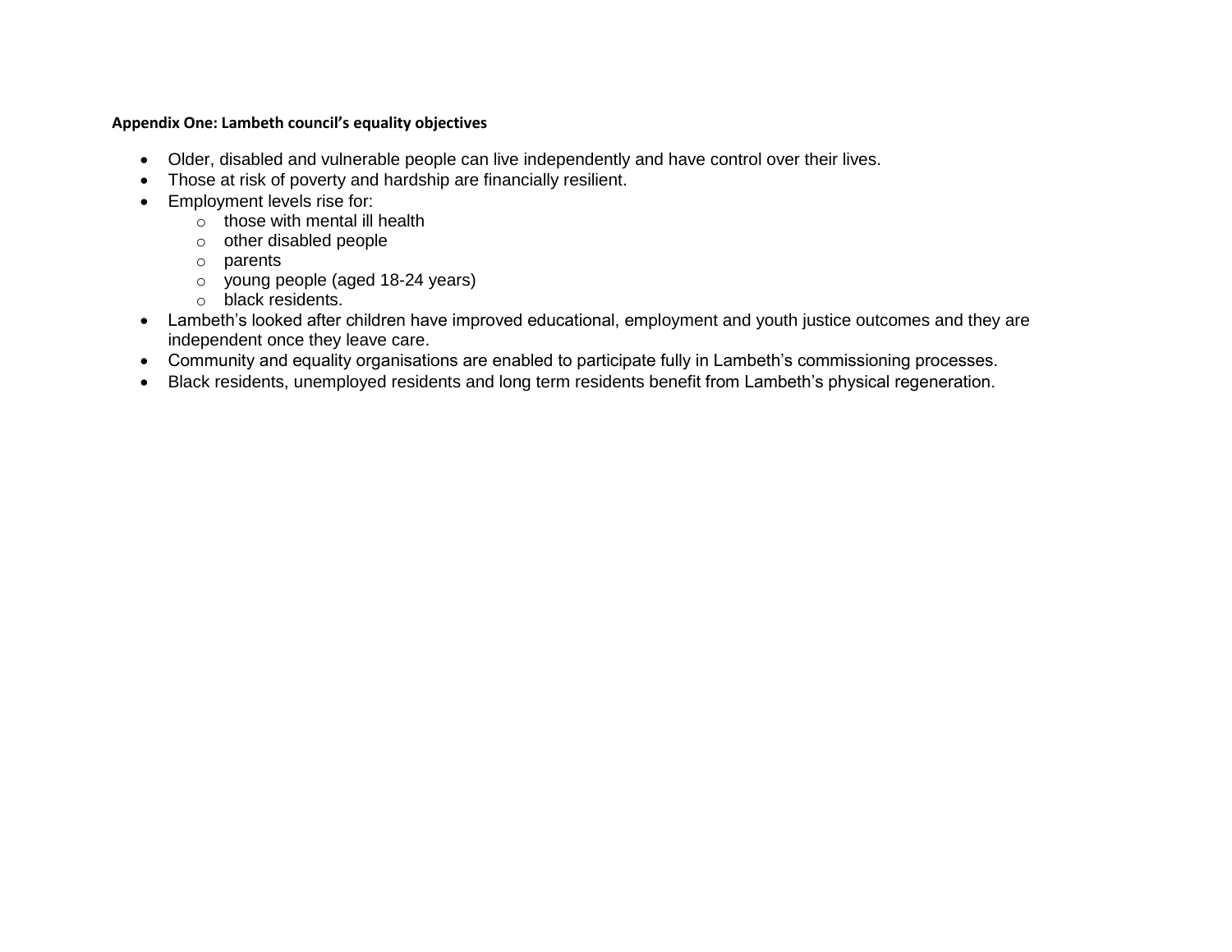**Appendix One: Lambeth council's equality objectives**

- Older, disabled and vulnerable people can live independently and have control over their lives.
- Those at risk of poverty and hardship are financially resilient.
- Employment levels rise for:
  - those with mental ill health
  - other disabled people
  - parents
  - young people (aged 18-24 years)
  - black residents.
- Lambeth's looked after children have improved educational, employment and youth justice outcomes and they are independent once they leave care.
- Community and equality organisations are enabled to participate fully in Lambeth's commissioning processes.
- Black residents, unemployed residents and long term residents benefit from Lambeth's physical regeneration.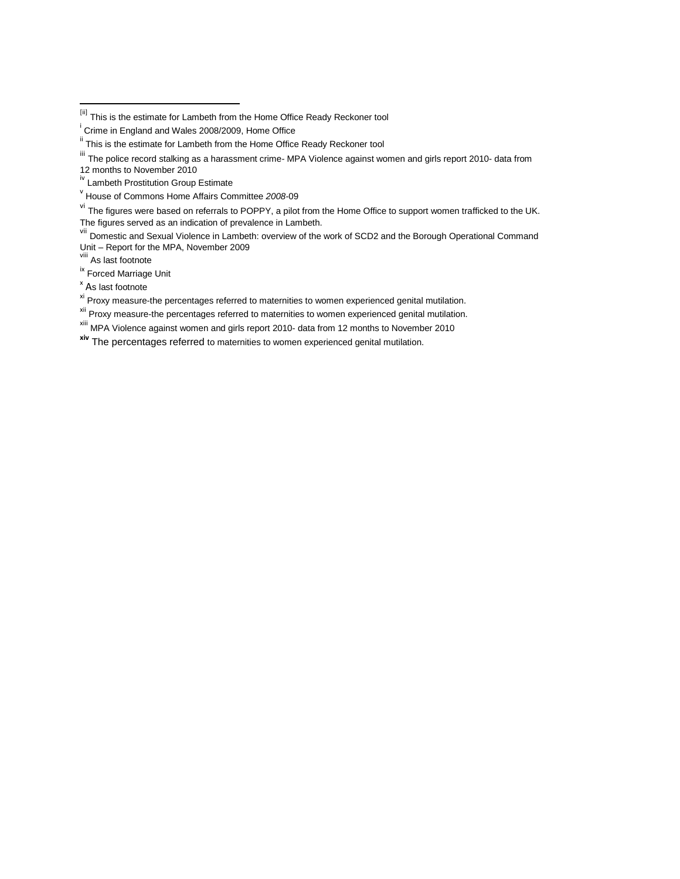[ii] This is the estimate for Lambeth from the Home Office Ready Reckoner tool

[i] Crime in England and Wales 2008/2009, Home Office

[ii] This is the estimate for Lambeth from the Home Office Ready Reckoner tool

[iii] The police record stalking as a harassment crime- MPA Violence against women and girls report 2010- data from 12 months to November 2010

[iv] Lambeth Prostitution Group Estimate

[v] House of Commons Home Affairs Committee *2008*-09

[vi] The figures were based on referrals to POPPY, a pilot from the Home Office to support women trafficked to the UK. The figures served as an indication of prevalence in Lambeth.

[vii] Domestic and Sexual Violence in Lambeth: overview of the work of SCD2 and the Borough Operational Command Unit – Report for the MPA, November 2009

[viii] As last footnote

[ix] Forced Marriage Unit

[x] As last footnote

[xi] Proxy measure-the percentages referred to maternities to women experienced genital mutilation.

[xii] Proxy measure-the percentages referred to maternities to women experienced genital mutilation.

[xiii] MPA Violence against women and girls report 2010- data from 12 months to November 2010

**[xiv]** The percentages referred to maternities to women experienced genital mutilation.